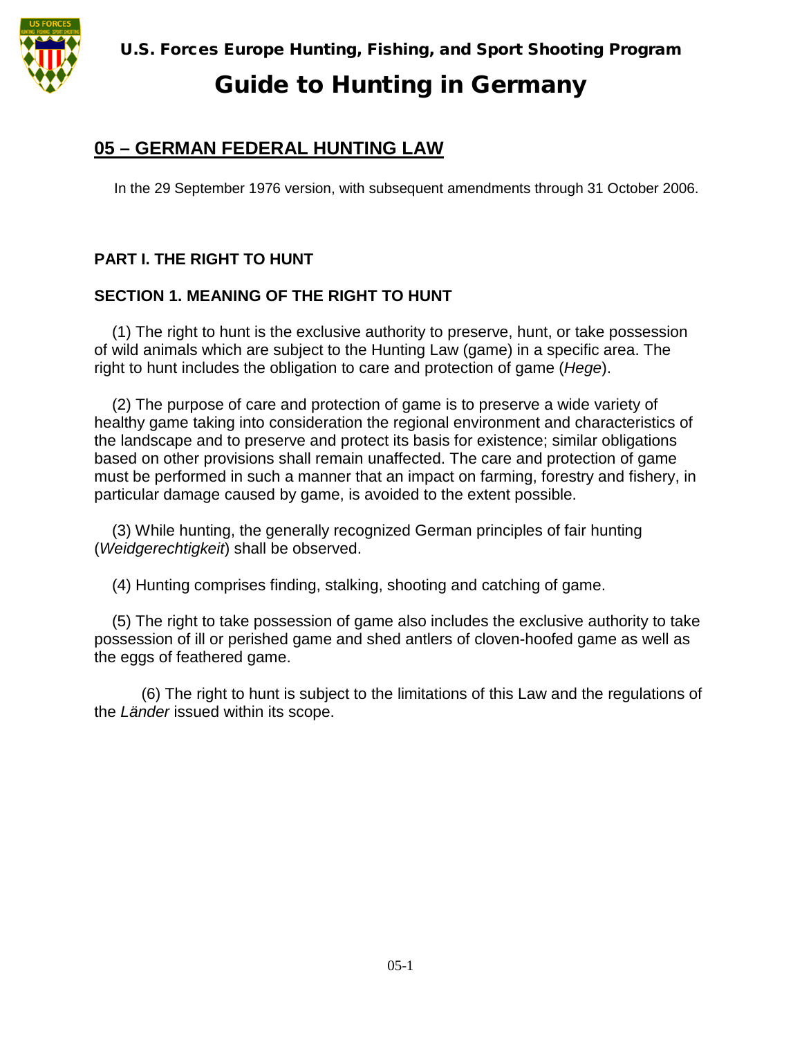# Guide to Hunting in Germany

U.S. Forces Europe Hunting, Fishing, and Sport Shooting Program

## 05 – GERMAN FEDERAL HUNTING LAW

In the 29 September 1976 version, with subsequent amendments through 31 October 2006.

### PART I. THE RIGHT TO HUNT

### SECTION 1. MEANING OF THE RIGHT TO HUNT

(1) The right to hunt is the exclusive authority to preserve, hunt, or take possession of wild animals which are subject to the Hunting Law (game) in a specific area. The right to hunt includes the obligation to care and protection of game (*Hege*).

(2) The purpose of care and protection of game is to preserve a wide variety of healthy game taking into consideration the regional environment and characteristics of the landscape and to preserve and protect its basis for existence; similar obligations based on other provisions shall remain unaffected. The care and protection of game must be performed in such a manner that an impact on farming, forestry and fishery, in particular damage caused by game, is avoided to the extent possible.

(3) While hunting, the generally recognized German principles of fair hunting (*Weidgerechtigkeit*) shall be observed.

(4) Hunting comprises finding, stalking, shooting and catching of game.

(5) The right to take possession of game also includes the exclusive authority to take possession of ill or perished game and shed antlers of cloven-hoofed game as well as the eggs of feathered game.

(6) The right to hunt is subject to the limitations of this Law and the regulations of the *Länder* issued within its scope.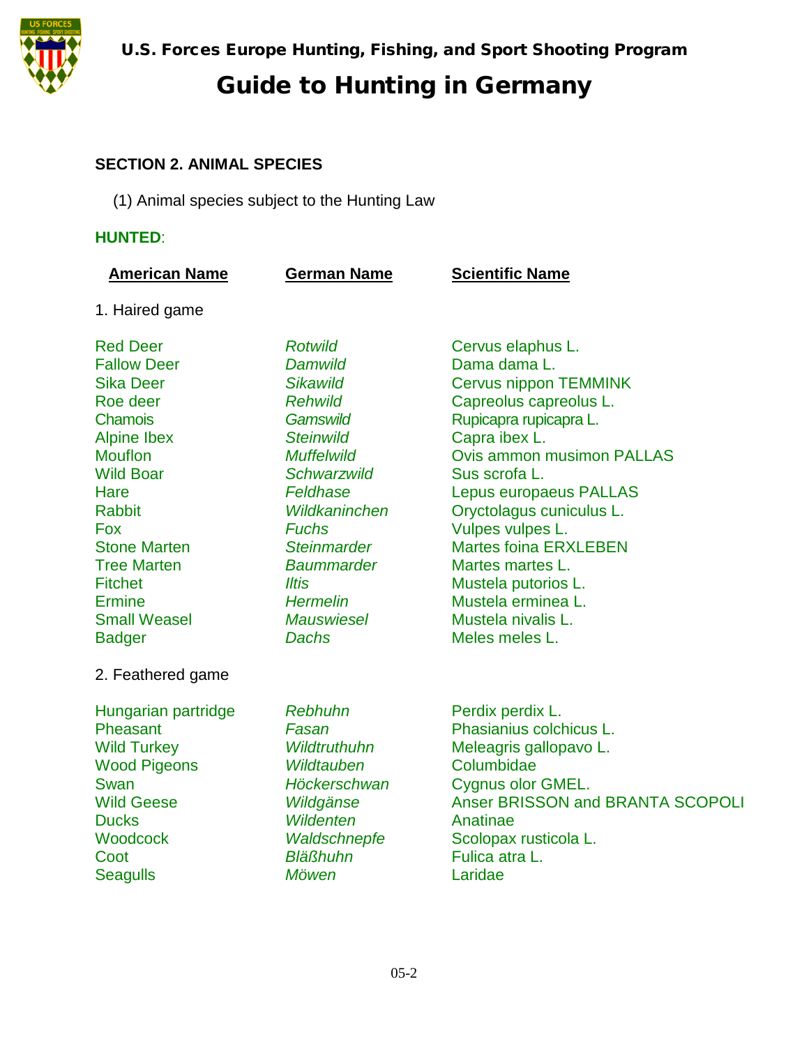## SECTION 2. ANIMAL SPECIES

(1) Animal species subject to the Hunting Law

**HUNTED**:

| American Name | German Name | Scientific Name |
|---|---|---|
| 1. Haired game | | |
| Red Deer | *Rotwild* | Cervus elaphus L. |
| Fallow Deer | *Damwild* | Dama dama L. |
| Sika Deer | *Sikawild* | Cervus nippon TEMMINK |
| Roe deer | *Rehwild* | Capreolus capreolus L. |
| Chamois | *Gamswild* | Rupicapra rupicapra L. |
| Alpine Ibex | *Steinwild* | Capra ibex L. |
| Mouflon | *Muffelwild* | Ovis ammon musimon PALLAS |
| Wild Boar | *Schwarzwild* | Sus scrofa L. |
| Hare | *Feldhase* | Lepus europaeus PALLAS |
| Rabbit | *Wildkaninchen* | Oryctolagus cuniculus L. |
| Fox | *Fuchs* | Vulpes vulpes L. |
| Stone Marten | *Steinmarder* | Martes foina ERXLEBEN |
| Tree Marten | *Baummarder* | Martes martes L. |
| Fitchet | *Iltis* | Mustela putorios L. |
| Ermine | *Hermelin* | Mustela erminea L. |
| Small Weasel | *Mauswiesel* | Mustela nivalis L. |
| Badger | *Dachs* | Meles meles L. |
| 2. Feathered game | | |
| Hungarian partridge | *Rebhuhn* | Perdix perdix L. |
| Pheasant | *Fasan* | Phasianius colchicus L. |
| Wild Turkey | *Wildtruthuhn* | Meleagris gallopavo L. |
| Wood Pigeons | *Wildtauben* | Columbidae |
| Swan | *Höckerschwan* | Cygnus olor GMEL. |
| Wild Geese | *Wildgänse* | Anser BRISSON and BRANTA SCOPOLI |
| Ducks | *Wildenten* | Anatinae |
| Woodcock | *Waldschnepfe* | Scolopax rusticola L. |
| Coot | *Bläßhuhn* | Fulica atra L. |
| Seagulls | *Möwen* | Laridae |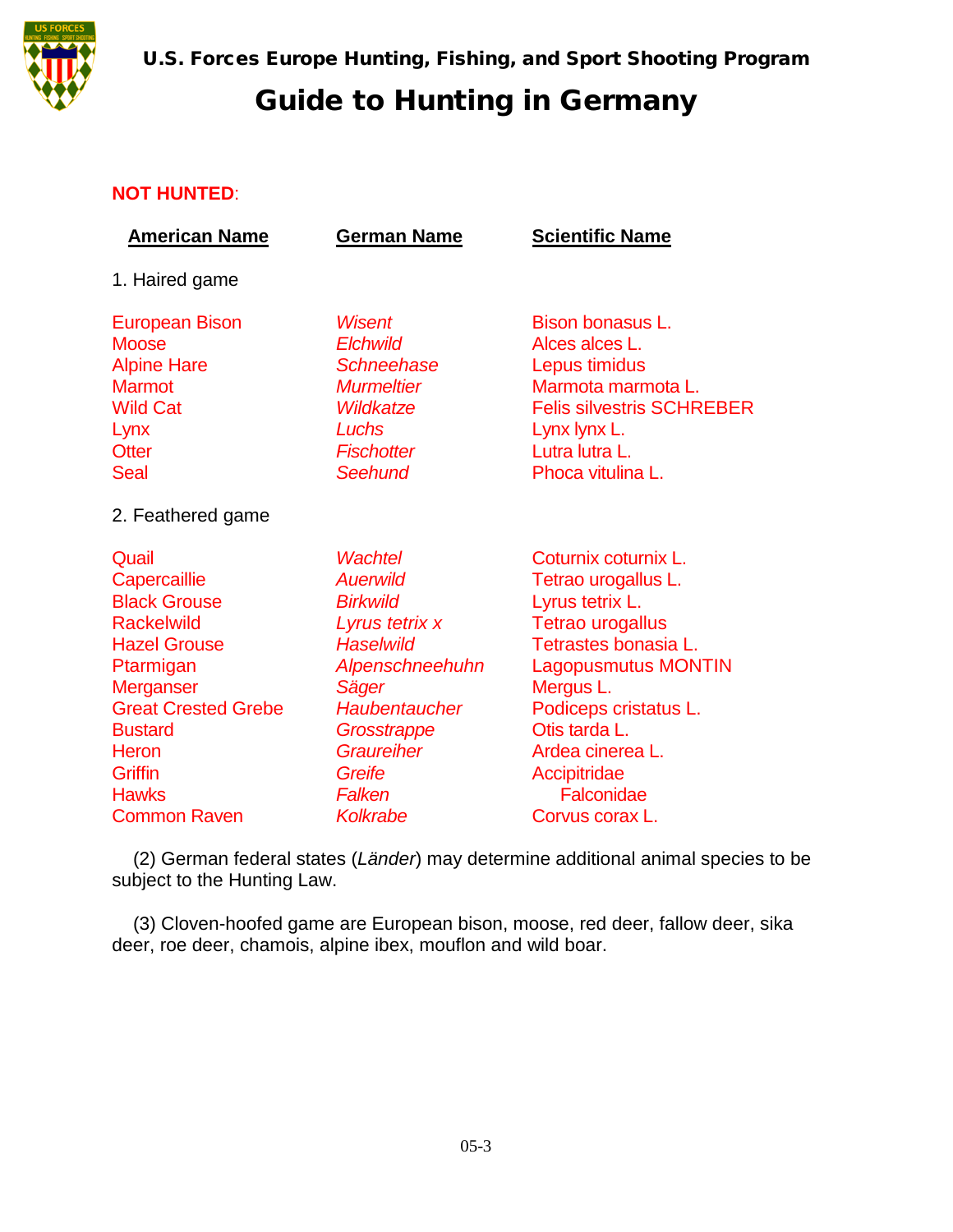**NOT HUNTED**:

| American Name | German Name | Scientific Name |
|---|---|---|
| 1. Haired game | | |
| European Bison | *Wisent* | Bison bonasus L. |
| Moose | *Elchwild* | Alces alces L. |
| Alpine Hare | *Schneehase* | Lepus timidus |
| Marmot | *Murmeltier* | Marmota marmota L. |
| Wild Cat | *Wildkatze* | Felis silvestris SCHREBER |
| Lynx | *Luchs* | Lynx lynx L. |
| Otter | *Fischotter* | Lutra lutra L. |
| Seal | *Seehund* | Phoca vitulina L. |
| 2. Feathered game | | |
| Quail | *Wachtel* | Coturnix coturnix L. |
| Capercaillie | *Auerwild* | Tetrao urogallus L. |
| Black Grouse | *Birkwild* | Lyrus tetrix L. |
| Rackelwild | *Lyrus tetrix x* | Tetrao urogallus |
| Hazel Grouse | *Haselwild* | Tetrastes bonasia L. |
| Ptarmigan | *Alpenschneehuhn* | Lagopusmutus MONTIN |
| Merganser | *Säger* | Mergus L. |
| Great Crested Grebe | *Haubentaucher* | Podiceps cristatus L. |
| Bustard | *Grosstrappe* | Otis tarda L. |
| Heron | *Graureiher* | Ardea cinerea L. |
| Griffin | *Greife* | Accipitridae |
| Hawks | *Falken* | Falconidae |
| Common Raven | *Kolkrabe* | Corvus corax L. |

(2) German federal states (*Länder*) may determine additional animal species to be subject to the Hunting Law.

(3) Cloven-hoofed game are European bison, moose, red deer, fallow deer, sika deer, roe deer, chamois, alpine ibex, mouflon and wild boar.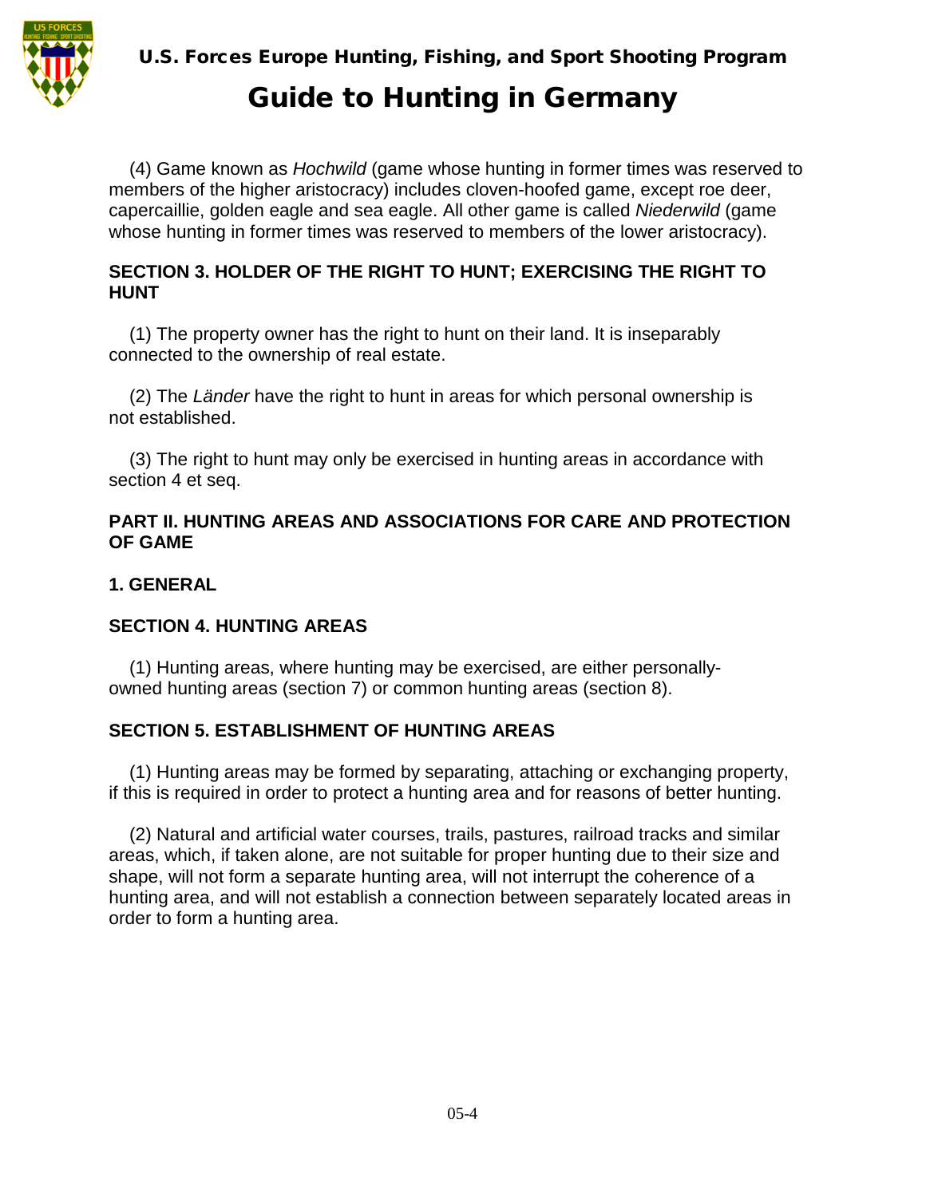(4) Game known as *Hochwild* (game whose hunting in former times was reserved to members of the higher aristocracy) includes cloven-hoofed game, except roe deer, capercaillie, golden eagle and sea eagle. All other game is called *Niederwild* (game whose hunting in former times was reserved to members of the lower aristocracy).

**SECTION 3. HOLDER OF THE RIGHT TO HUNT; EXERCISING THE RIGHT TO HUNT**

(1) The property owner has the right to hunt on their land. It is inseparably connected to the ownership of real estate.

(2) The *Länder* have the right to hunt in areas for which personal ownership is not established.

(3) The right to hunt may only be exercised in hunting areas in accordance with section 4 et seq.

**PART II. HUNTING AREAS AND ASSOCIATIONS FOR CARE AND PROTECTION OF GAME**

**1. GENERAL**

**SECTION 4. HUNTING AREAS**

(1) Hunting areas, where hunting may be exercised, are either personally-owned hunting areas (section 7) or common hunting areas (section 8).

**SECTION 5. ESTABLISHMENT OF HUNTING AREAS**

(1) Hunting areas may be formed by separating, attaching or exchanging property, if this is required in order to protect a hunting area and for reasons of better hunting.

(2) Natural and artificial water courses, trails, pastures, railroad tracks and similar areas, which, if taken alone, are not suitable for proper hunting due to their size and shape, will not form a separate hunting area, will not interrupt the coherence of a hunting area, and will not establish a connection between separately located areas in order to form a hunting area.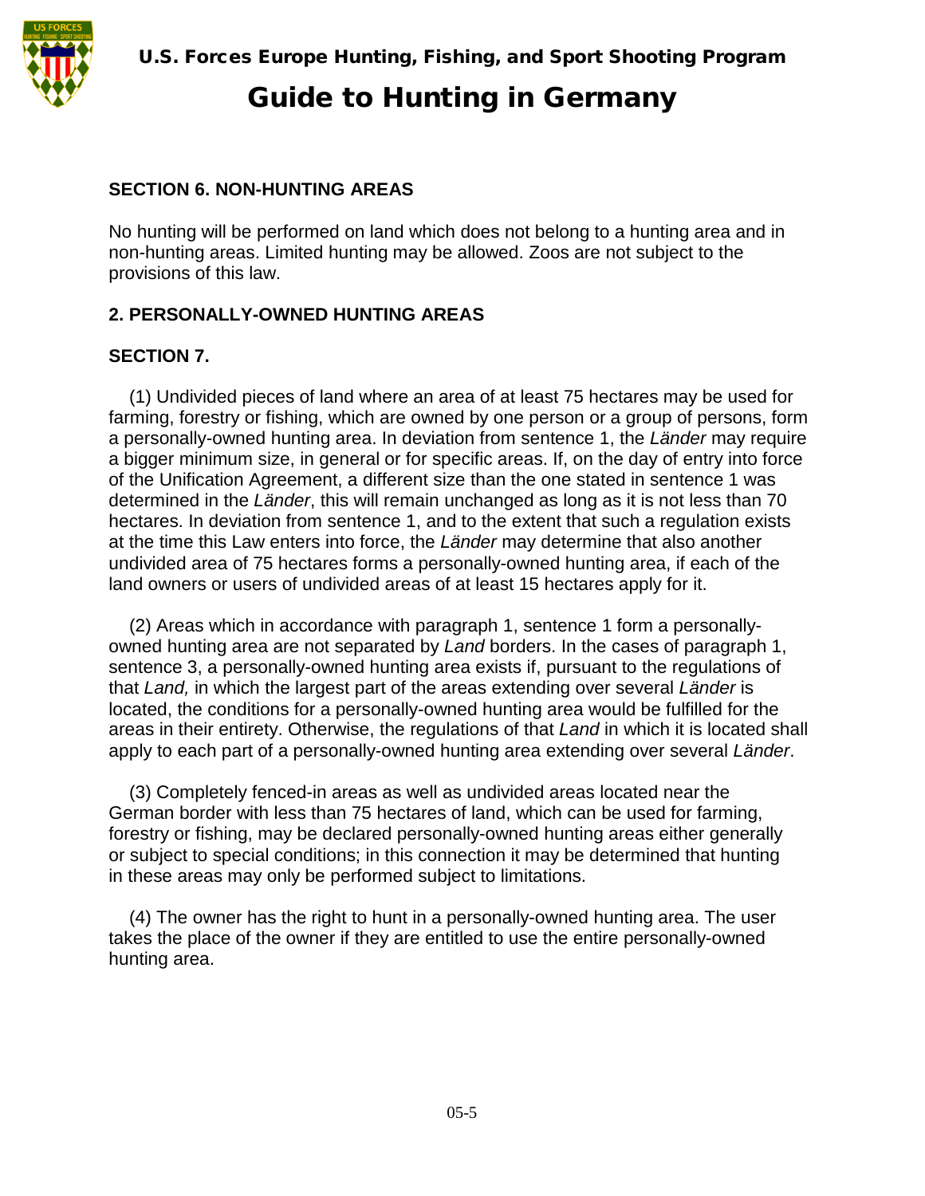**SECTION 6. NON-HUNTING AREAS**

No hunting will be performed on land which does not belong to a hunting area and in non-hunting areas. Limited hunting may be allowed. Zoos are not subject to the provisions of this law.

**2. PERSONALLY-OWNED HUNTING AREAS**

**SECTION 7.**

(1) Undivided pieces of land where an area of at least 75 hectares may be used for farming, forestry or fishing, which are owned by one person or a group of persons, form a personally-owned hunting area. In deviation from sentence 1, the *Länder* may require a bigger minimum size, in general or for specific areas. If, on the day of entry into force of the Unification Agreement, a different size than the one stated in sentence 1 was determined in the *Länder*, this will remain unchanged as long as it is not less than 70 hectares. In deviation from sentence 1, and to the extent that such a regulation exists at the time this Law enters into force, the *Länder* may determine that also another undivided area of 75 hectares forms a personally-owned hunting area, if each of the land owners or users of undivided areas of at least 15 hectares apply for it.

(2) Areas which in accordance with paragraph 1, sentence 1 form a personally-owned hunting area are not separated by *Land* borders. In the cases of paragraph 1, sentence 3, a personally-owned hunting area exists if, pursuant to the regulations of that *Land,* in which the largest part of the areas extending over several *Länder* is located, the conditions for a personally-owned hunting area would be fulfilled for the areas in their entirety. Otherwise, the regulations of that *Land* in which it is located shall apply to each part of a personally-owned hunting area extending over several *Länder*.

(3) Completely fenced-in areas as well as undivided areas located near the German border with less than 75 hectares of land, which can be used for farming, forestry or fishing, may be declared personally-owned hunting areas either generally or subject to special conditions; in this connection it may be determined that hunting in these areas may only be performed subject to limitations.

(4) The owner has the right to hunt in a personally-owned hunting area. The user takes the place of the owner if they are entitled to use the entire personally-owned hunting area.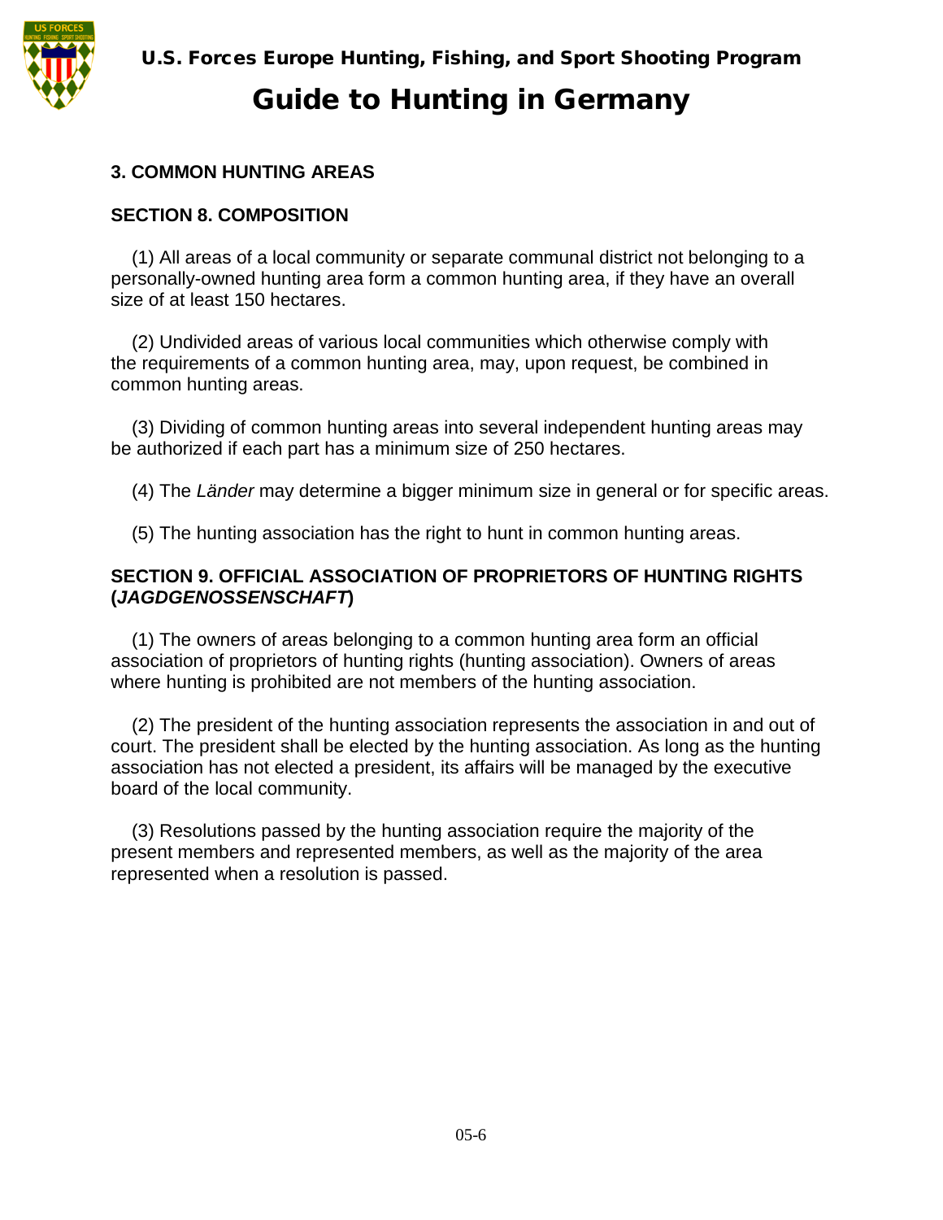## 3. COMMON HUNTING AREAS

### SECTION 8. COMPOSITION

(1) All areas of a local community or separate communal district not belonging to a personally-owned hunting area form a common hunting area, if they have an overall size of at least 150 hectares.

(2) Undivided areas of various local communities which otherwise comply with the requirements of a common hunting area, may, upon request, be combined in common hunting areas.

(3) Dividing of common hunting areas into several independent hunting areas may be authorized if each part has a minimum size of 250 hectares.

(4) The *Länder* may determine a bigger minimum size in general or for specific areas.

(5) The hunting association has the right to hunt in common hunting areas.

### SECTION 9. OFFICIAL ASSOCIATION OF PROPRIETORS OF HUNTING RIGHTS (*JAGDGENOSSENSCHAFT*)

(1) The owners of areas belonging to a common hunting area form an official association of proprietors of hunting rights (hunting association). Owners of areas where hunting is prohibited are not members of the hunting association.

(2) The president of the hunting association represents the association in and out of court. The president shall be elected by the hunting association. As long as the hunting association has not elected a president, its affairs will be managed by the executive board of the local community.

(3) Resolutions passed by the hunting association require the majority of the present members and represented members, as well as the majority of the area represented when a resolution is passed.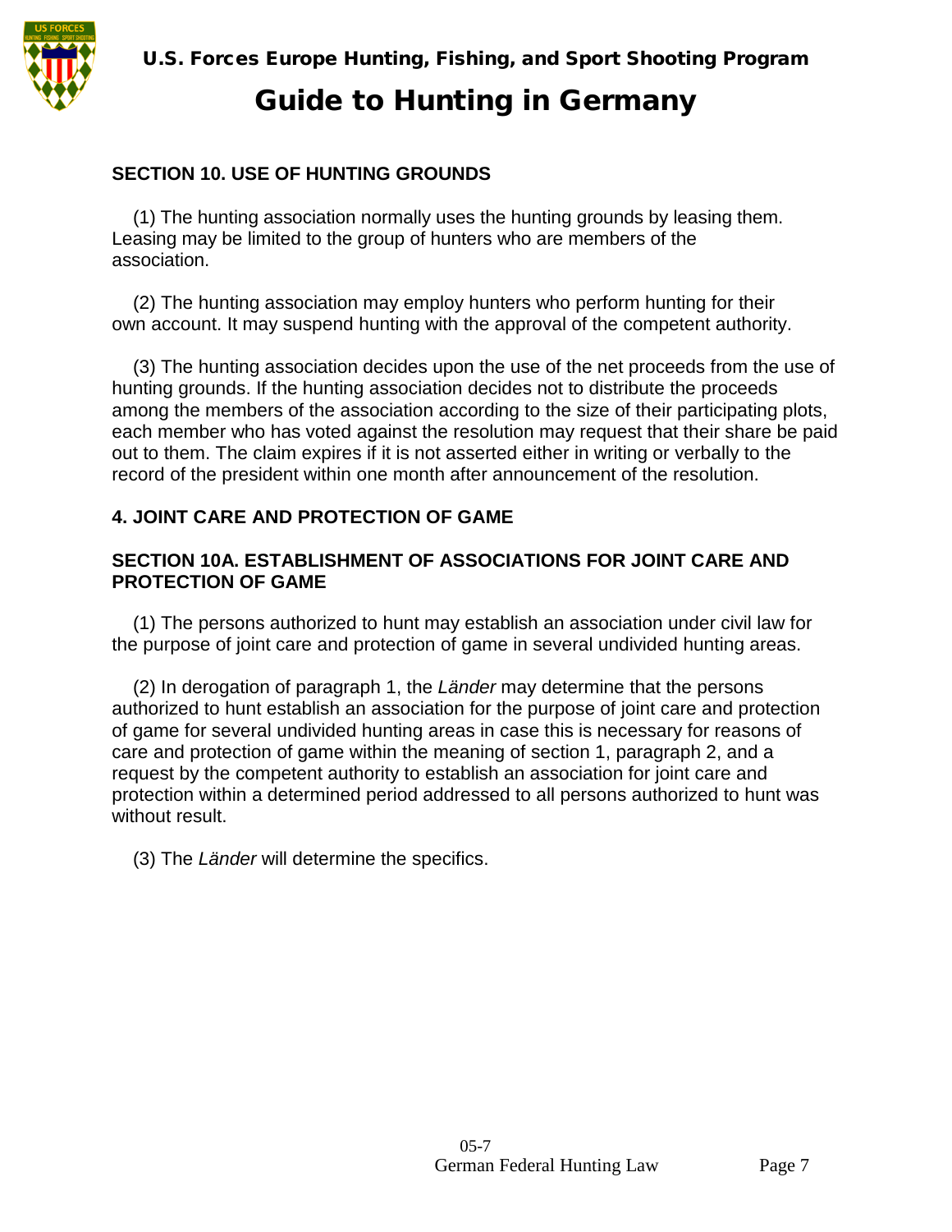## SECTION 10. USE OF HUNTING GROUNDS

(1) The hunting association normally uses the hunting grounds by leasing them. Leasing may be limited to the group of hunters who are members of the association.

(2) The hunting association may employ hunters who perform hunting for their own account. It may suspend hunting with the approval of the competent authority.

(3) The hunting association decides upon the use of the net proceeds from the use of hunting grounds. If the hunting association decides not to distribute the proceeds among the members of the association according to the size of their participating plots, each member who has voted against the resolution may request that their share be paid out to them. The claim expires if it is not asserted either in writing or verbally to the record of the president within one month after announcement of the resolution.

## 4. JOINT CARE AND PROTECTION OF GAME

## SECTION 10A. ESTABLISHMENT OF ASSOCIATIONS FOR JOINT CARE AND PROTECTION OF GAME

(1) The persons authorized to hunt may establish an association under civil law for the purpose of joint care and protection of game in several undivided hunting areas.

(2) In derogation of paragraph 1, the *Länder* may determine that the persons authorized to hunt establish an association for the purpose of joint care and protection of game for several undivided hunting areas in case this is necessary for reasons of care and protection of game within the meaning of section 1, paragraph 2, and a request by the competent authority to establish an association for joint care and protection within a determined period addressed to all persons authorized to hunt was without result.

(3) The *Länder* will determine the specifics.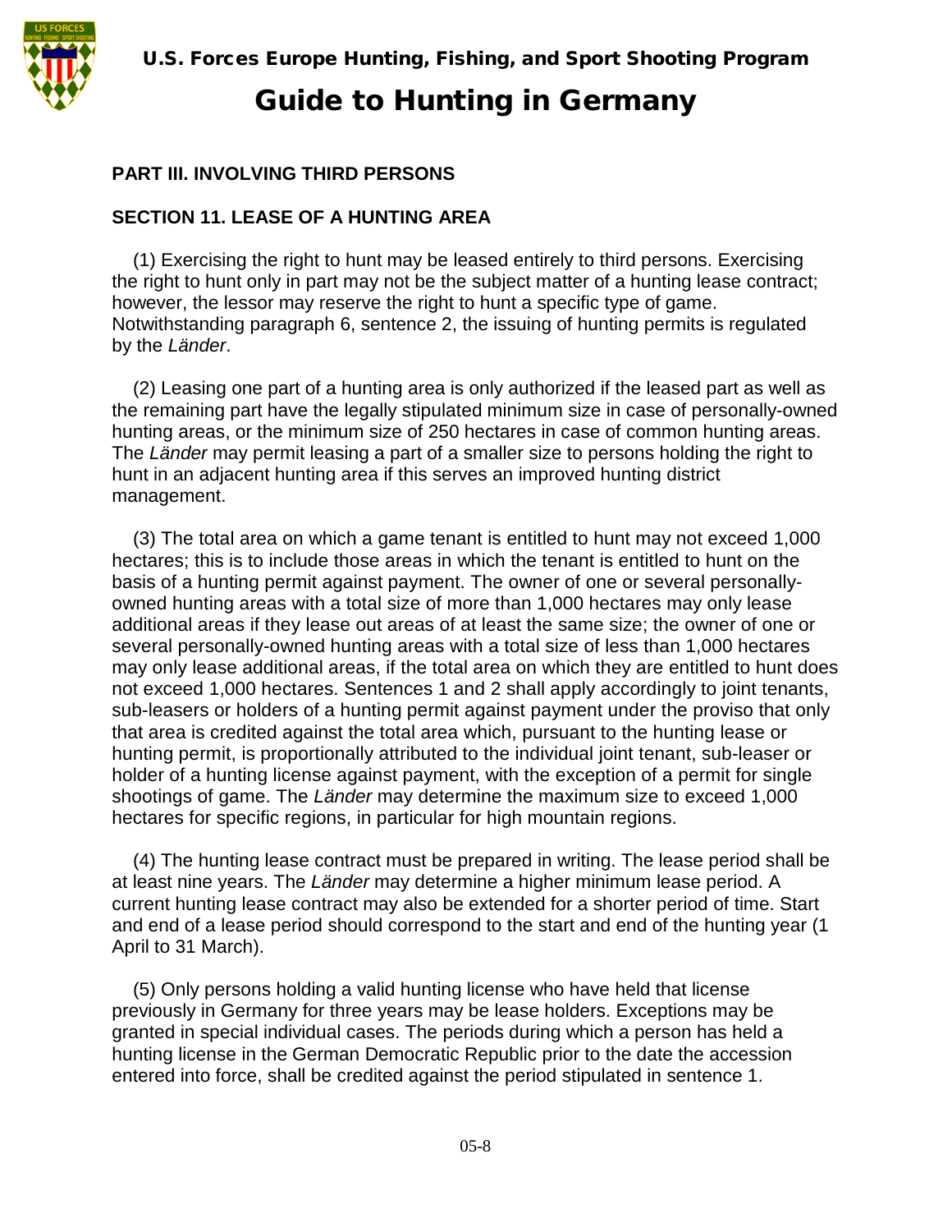## PART III. INVOLVING THIRD PERSONS

### SECTION 11. LEASE OF A HUNTING AREA

(1) Exercising the right to hunt may be leased entirely to third persons. Exercising the right to hunt only in part may not be the subject matter of a hunting lease contract; however, the lessor may reserve the right to hunt a specific type of game. Notwithstanding paragraph 6, sentence 2, the issuing of hunting permits is regulated by the *Länder*.

(2) Leasing one part of a hunting area is only authorized if the leased part as well as the remaining part have the legally stipulated minimum size in case of personally-owned hunting areas, or the minimum size of 250 hectares in case of common hunting areas. The *Länder* may permit leasing a part of a smaller size to persons holding the right to hunt in an adjacent hunting area if this serves an improved hunting district management.

(3) The total area on which a game tenant is entitled to hunt may not exceed 1,000 hectares; this is to include those areas in which the tenant is entitled to hunt on the basis of a hunting permit against payment. The owner of one or several personally-owned hunting areas with a total size of more than 1,000 hectares may only lease additional areas if they lease out areas of at least the same size; the owner of one or several personally-owned hunting areas with a total size of less than 1,000 hectares may only lease additional areas, if the total area on which they are entitled to hunt does not exceed 1,000 hectares. Sentences 1 and 2 shall apply accordingly to joint tenants, sub-leasers or holders of a hunting permit against payment under the proviso that only that area is credited against the total area which, pursuant to the hunting lease or hunting permit, is proportionally attributed to the individual joint tenant, sub-leaser or holder of a hunting license against payment, with the exception of a permit for single shootings of game. The *Länder* may determine the maximum size to exceed 1,000 hectares for specific regions, in particular for high mountain regions.

(4) The hunting lease contract must be prepared in writing. The lease period shall be at least nine years. The *Länder* may determine a higher minimum lease period. A current hunting lease contract may also be extended for a shorter period of time. Start and end of a lease period should correspond to the start and end of the hunting year (1 April to 31 March).

(5) Only persons holding a valid hunting license who have held that license previously in Germany for three years may be lease holders. Exceptions may be granted in special individual cases. The periods during which a person has held a hunting license in the German Democratic Republic prior to the date the accession entered into force, shall be credited against the period stipulated in sentence 1.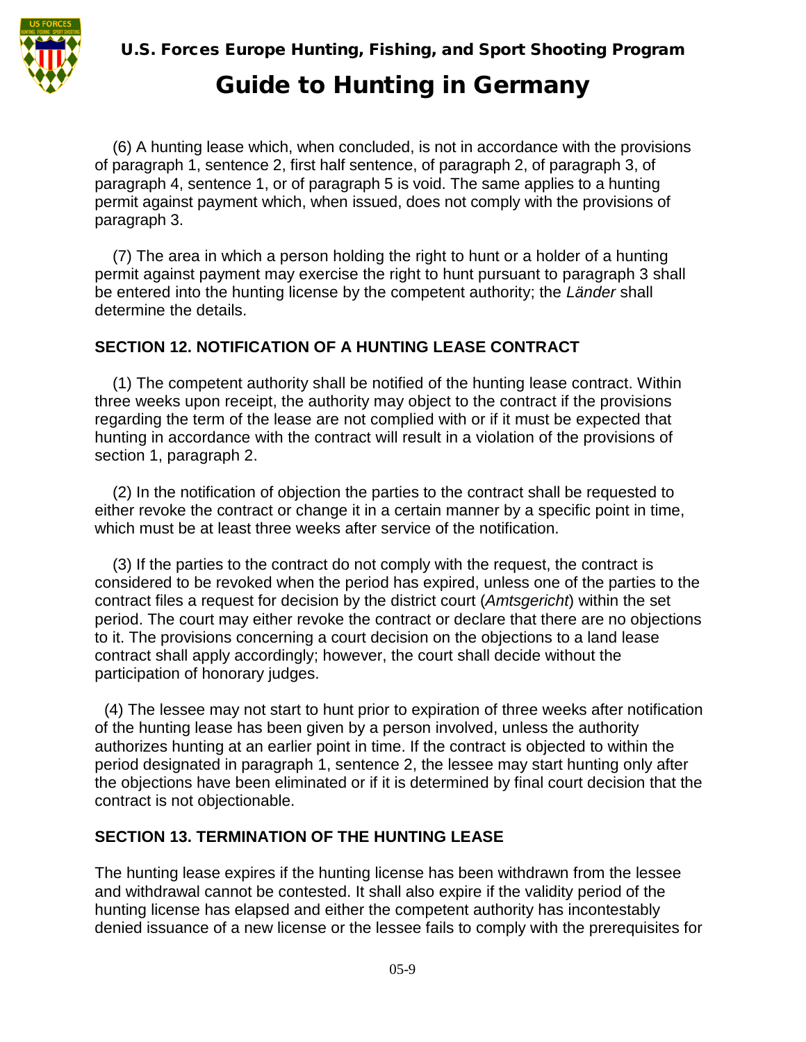(6) A hunting lease which, when concluded, is not in accordance with the provisions of paragraph 1, sentence 2, first half sentence, of paragraph 2, of paragraph 3, of paragraph 4, sentence 1, or of paragraph 5 is void. The same applies to a hunting permit against payment which, when issued, does not comply with the provisions of paragraph 3.

(7) The area in which a person holding the right to hunt or a holder of a hunting permit against payment may exercise the right to hunt pursuant to paragraph 3 shall be entered into the hunting license by the competent authority; the *Länder* shall determine the details.

## SECTION 12. NOTIFICATION OF A HUNTING LEASE CONTRACT

(1) The competent authority shall be notified of the hunting lease contract. Within three weeks upon receipt, the authority may object to the contract if the provisions regarding the term of the lease are not complied with or if it must be expected that hunting in accordance with the contract will result in a violation of the provisions of section 1, paragraph 2.

(2) In the notification of objection the parties to the contract shall be requested to either revoke the contract or change it in a certain manner by a specific point in time, which must be at least three weeks after service of the notification.

(3) If the parties to the contract do not comply with the request, the contract is considered to be revoked when the period has expired, unless one of the parties to the contract files a request for decision by the district court (*Amtsgericht*) within the set period. The court may either revoke the contract or declare that there are no objections to it. The provisions concerning a court decision on the objections to a land lease contract shall apply accordingly; however, the court shall decide without the participation of honorary judges.

(4) The lessee may not start to hunt prior to expiration of three weeks after notification of the hunting lease has been given by a person involved, unless the authority authorizes hunting at an earlier point in time. If the contract is objected to within the period designated in paragraph 1, sentence 2, the lessee may start hunting only after the objections have been eliminated or if it is determined by final court decision that the contract is not objectionable.

## SECTION 13. TERMINATION OF THE HUNTING LEASE

The hunting lease expires if the hunting license has been withdrawn from the lessee and withdrawal cannot be contested. It shall also expire if the validity period of the hunting license has elapsed and either the competent authority has incontestably denied issuance of a new license or the lessee fails to comply with the prerequisites for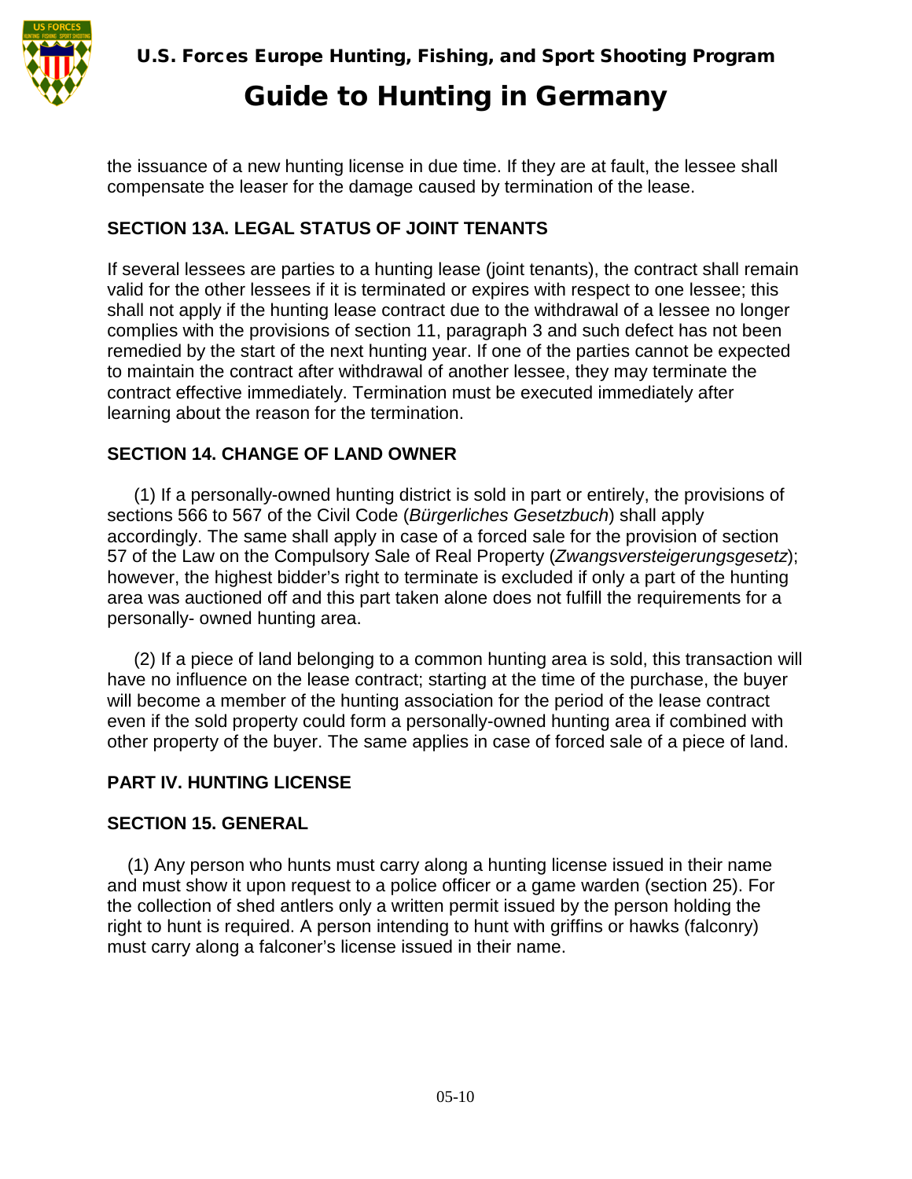the issuance of a new hunting license in due time. If they are at fault, the lessee shall compensate the leaser for the damage caused by termination of the lease.

## SECTION 13A. LEGAL STATUS OF JOINT TENANTS

If several lessees are parties to a hunting lease (joint tenants), the contract shall remain valid for the other lessees if it is terminated or expires with respect to one lessee; this shall not apply if the hunting lease contract due to the withdrawal of a lessee no longer complies with the provisions of section 11, paragraph 3 and such defect has not been remedied by the start of the next hunting year. If one of the parties cannot be expected to maintain the contract after withdrawal of another lessee, they may terminate the contract effective immediately. Termination must be executed immediately after learning about the reason for the termination.

## SECTION 14. CHANGE OF LAND OWNER

(1) If a personally-owned hunting district is sold in part or entirely, the provisions of sections 566 to 567 of the Civil Code (*Bürgerliches Gesetzbuch*) shall apply accordingly. The same shall apply in case of a forced sale for the provision of section 57 of the Law on the Compulsory Sale of Real Property (*Zwangsversteigerungsgesetz*); however, the highest bidder's right to terminate is excluded if only a part of the hunting area was auctioned off and this part taken alone does not fulfill the requirements for a personally- owned hunting area.

(2) If a piece of land belonging to a common hunting area is sold, this transaction will have no influence on the lease contract; starting at the time of the purchase, the buyer will become a member of the hunting association for the period of the lease contract even if the sold property could form a personally-owned hunting area if combined with other property of the buyer. The same applies in case of forced sale of a piece of land.

## PART IV. HUNTING LICENSE

## SECTION 15. GENERAL

(1) Any person who hunts must carry along a hunting license issued in their name and must show it upon request to a police officer or a game warden (section 25). For the collection of shed antlers only a written permit issued by the person holding the right to hunt is required. A person intending to hunt with griffins or hawks (falconry) must carry along a falconer's license issued in their name.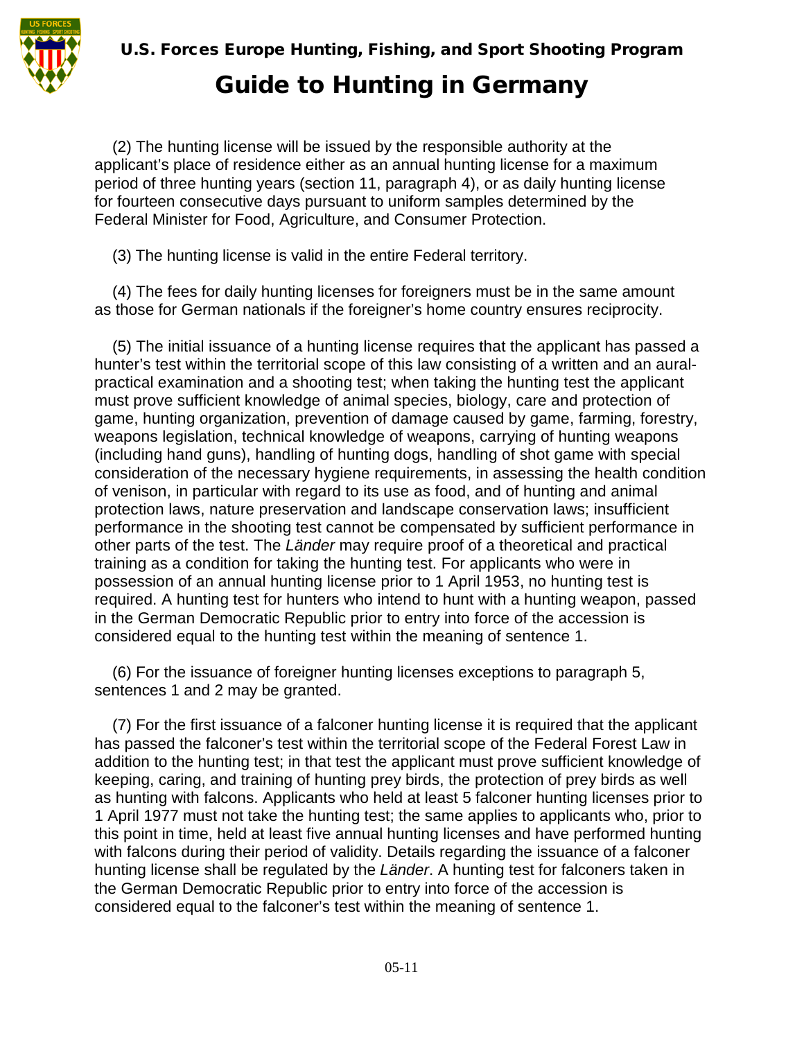(2) The hunting license will be issued by the responsible authority at the applicant's place of residence either as an annual hunting license for a maximum period of three hunting years (section 11, paragraph 4), or as daily hunting license for fourteen consecutive days pursuant to uniform samples determined by the Federal Minister for Food, Agriculture, and Consumer Protection.

(3) The hunting license is valid in the entire Federal territory.

(4) The fees for daily hunting licenses for foreigners must be in the same amount as those for German nationals if the foreigner's home country ensures reciprocity.

(5) The initial issuance of a hunting license requires that the applicant has passed a hunter's test within the territorial scope of this law consisting of a written and an aural-practical examination and a shooting test; when taking the hunting test the applicant must prove sufficient knowledge of animal species, biology, care and protection of game, hunting organization, prevention of damage caused by game, farming, forestry, weapons legislation, technical knowledge of weapons, carrying of hunting weapons (including hand guns), handling of hunting dogs, handling of shot game with special consideration of the necessary hygiene requirements, in assessing the health condition of venison, in particular with regard to its use as food, and of hunting and animal protection laws, nature preservation and landscape conservation laws; insufficient performance in the shooting test cannot be compensated by sufficient performance in other parts of the test. The *Länder* may require proof of a theoretical and practical training as a condition for taking the hunting test. For applicants who were in possession of an annual hunting license prior to 1 April 1953, no hunting test is required. A hunting test for hunters who intend to hunt with a hunting weapon, passed in the German Democratic Republic prior to entry into force of the accession is considered equal to the hunting test within the meaning of sentence 1.

(6) For the issuance of foreigner hunting licenses exceptions to paragraph 5, sentences 1 and 2 may be granted.

(7) For the first issuance of a falconer hunting license it is required that the applicant has passed the falconer's test within the territorial scope of the Federal Forest Law in addition to the hunting test; in that test the applicant must prove sufficient knowledge of keeping, caring, and training of hunting prey birds, the protection of prey birds as well as hunting with falcons. Applicants who held at least 5 falconer hunting licenses prior to 1 April 1977 must not take the hunting test; the same applies to applicants who, prior to this point in time, held at least five annual hunting licenses and have performed hunting with falcons during their period of validity. Details regarding the issuance of a falconer hunting license shall be regulated by the *Länder*. A hunting test for falconers taken in the German Democratic Republic prior to entry into force of the accession is considered equal to the falconer's test within the meaning of sentence 1.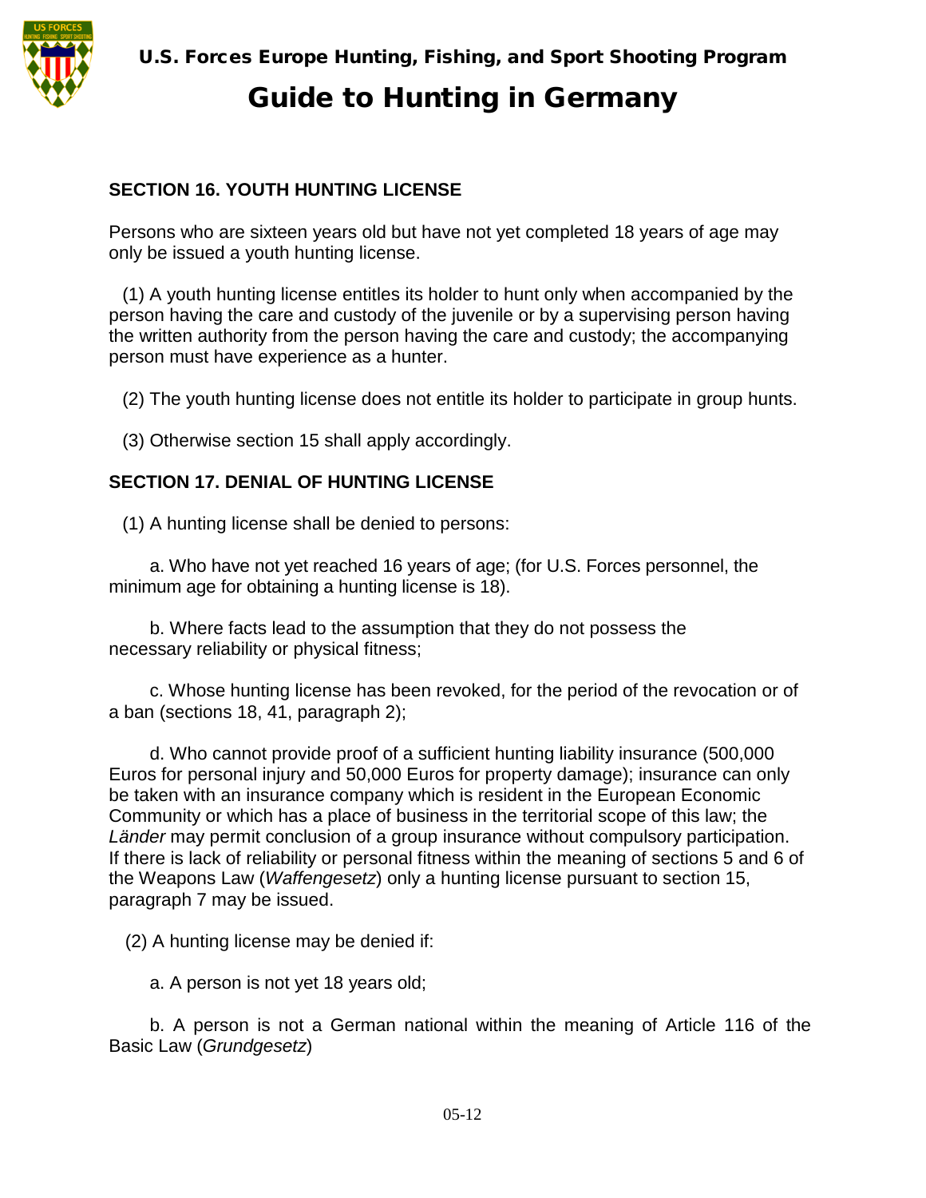## SECTION 16. YOUTH HUNTING LICENSE

Persons who are sixteen years old but have not yet completed 18 years of age may only be issued a youth hunting license.

(1) A youth hunting license entitles its holder to hunt only when accompanied by the person having the care and custody of the juvenile or by a supervising person having the written authority from the person having the care and custody; the accompanying person must have experience as a hunter.

(2) The youth hunting license does not entitle its holder to participate in group hunts.

(3) Otherwise section 15 shall apply accordingly.

## SECTION 17. DENIAL OF HUNTING LICENSE

(1) A hunting license shall be denied to persons:

a. Who have not yet reached 16 years of age; (for U.S. Forces personnel, the minimum age for obtaining a hunting license is 18).

b. Where facts lead to the assumption that they do not possess the necessary reliability or physical fitness;

c. Whose hunting license has been revoked, for the period of the revocation or of a ban (sections 18, 41, paragraph 2);

d. Who cannot provide proof of a sufficient hunting liability insurance (500,000 Euros for personal injury and 50,000 Euros for property damage); insurance can only be taken with an insurance company which is resident in the European Economic Community or which has a place of business in the territorial scope of this law; the *Länder* may permit conclusion of a group insurance without compulsory participation. If there is lack of reliability or personal fitness within the meaning of sections 5 and 6 of the Weapons Law (*Waffengesetz*) only a hunting license pursuant to section 15, paragraph 7 may be issued.

(2) A hunting license may be denied if:

a. A person is not yet 18 years old;

b. A person is not a German national within the meaning of Article 116 of the Basic Law (*Grundgesetz*)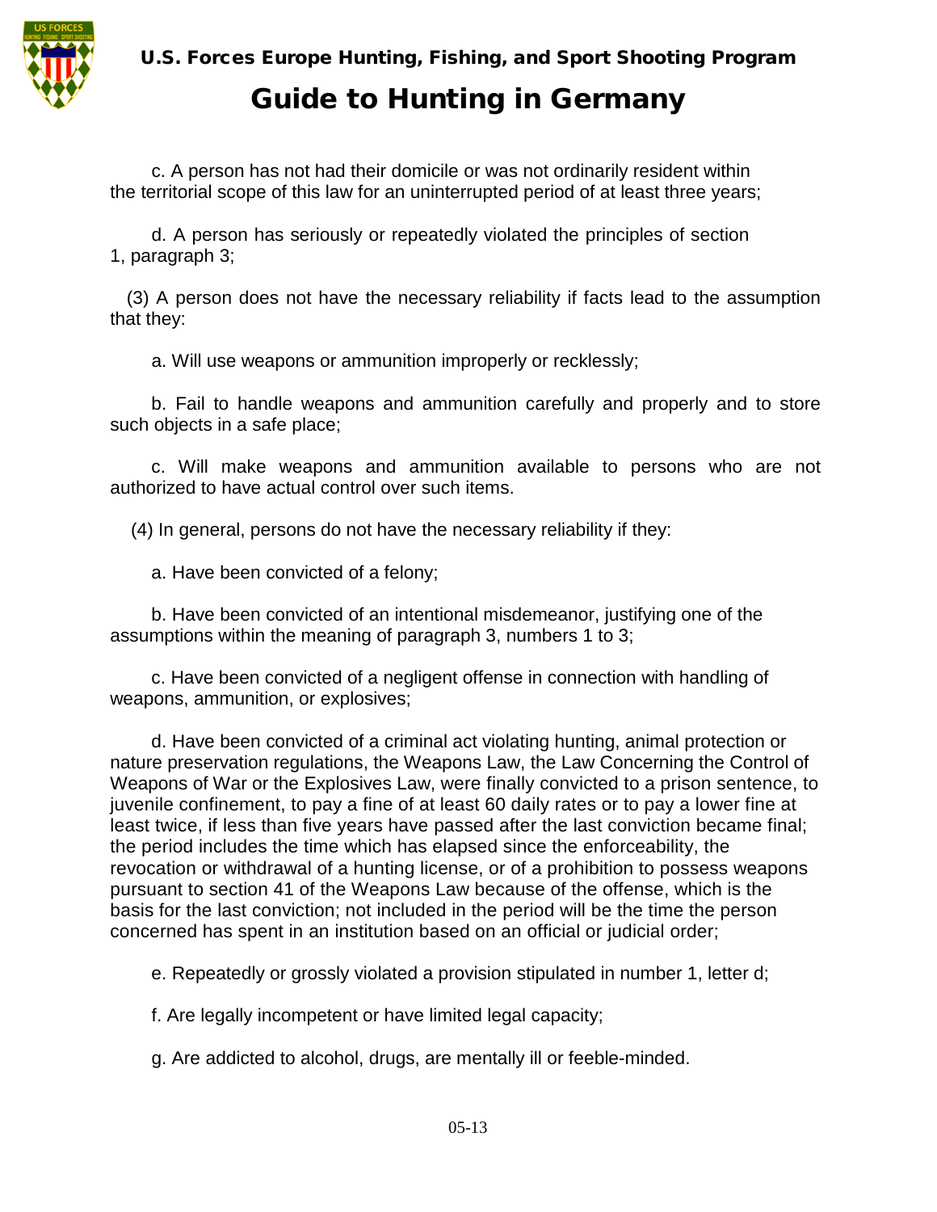c. A person has not had their domicile or was not ordinarily resident within the territorial scope of this law for an uninterrupted period of at least three years;

d. A person has seriously or repeatedly violated the principles of section 1, paragraph 3;

(3) A person does not have the necessary reliability if facts lead to the assumption that they:

a. Will use weapons or ammunition improperly or recklessly;

b. Fail to handle weapons and ammunition carefully and properly and to store such objects in a safe place;

c. Will make weapons and ammunition available to persons who are not authorized to have actual control over such items.

(4) In general, persons do not have the necessary reliability if they:

a. Have been convicted of a felony;

b. Have been convicted of an intentional misdemeanor, justifying one of the assumptions within the meaning of paragraph 3, numbers 1 to 3;

c. Have been convicted of a negligent offense in connection with handling of weapons, ammunition, or explosives;

d. Have been convicted of a criminal act violating hunting, animal protection or nature preservation regulations, the Weapons Law, the Law Concerning the Control of Weapons of War or the Explosives Law, were finally convicted to a prison sentence, to juvenile confinement, to pay a fine of at least 60 daily rates or to pay a lower fine at least twice, if less than five years have passed after the last conviction became final; the period includes the time which has elapsed since the enforceability, the revocation or withdrawal of a hunting license, or of a prohibition to possess weapons pursuant to section 41 of the Weapons Law because of the offense, which is the basis for the last conviction; not included in the period will be the time the person concerned has spent in an institution based on an official or judicial order;

e. Repeatedly or grossly violated a provision stipulated in number 1, letter d;

f. Are legally incompetent or have limited legal capacity;

g. Are addicted to alcohol, drugs, are mentally ill or feeble-minded.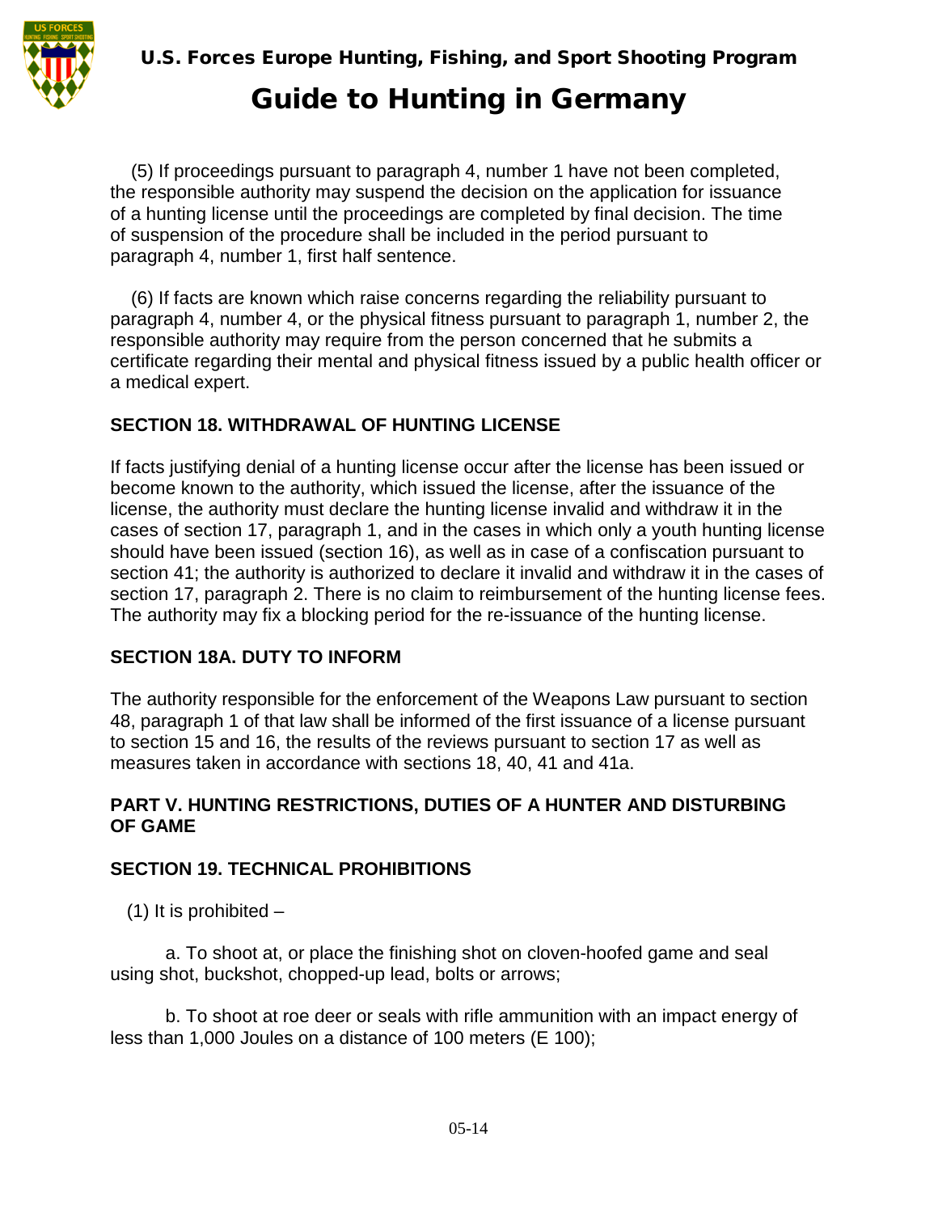(5) If proceedings pursuant to paragraph 4, number 1 have not been completed, the responsible authority may suspend the decision on the application for issuance of a hunting license until the proceedings are completed by final decision. The time of suspension of the procedure shall be included in the period pursuant to paragraph 4, number 1, first half sentence.

(6) If facts are known which raise concerns regarding the reliability pursuant to paragraph 4, number 4, or the physical fitness pursuant to paragraph 1, number 2, the responsible authority may require from the person concerned that he submits a certificate regarding their mental and physical fitness issued by a public health officer or a medical expert.

### SECTION 18. WITHDRAWAL OF HUNTING LICENSE

If facts justifying denial of a hunting license occur after the license has been issued or become known to the authority, which issued the license, after the issuance of the license, the authority must declare the hunting license invalid and withdraw it in the cases of section 17, paragraph 1, and in the cases in which only a youth hunting license should have been issued (section 16), as well as in case of a confiscation pursuant to section 41; the authority is authorized to declare it invalid and withdraw it in the cases of section 17, paragraph 2. There is no claim to reimbursement of the hunting license fees. The authority may fix a blocking period for the re-issuance of the hunting license.

### SECTION 18A. DUTY TO INFORM

The authority responsible for the enforcement of the Weapons Law pursuant to section 48, paragraph 1 of that law shall be informed of the first issuance of a license pursuant to section 15 and 16, the results of the reviews pursuant to section 17 as well as measures taken in accordance with sections 18, 40, 41 and 41a.

## PART V. HUNTING RESTRICTIONS, DUTIES OF A HUNTER AND DISTURBING OF GAME

### SECTION 19. TECHNICAL PROHIBITIONS

(1) It is prohibited –

a. To shoot at, or place the finishing shot on cloven-hoofed game and seal using shot, buckshot, chopped-up lead, bolts or arrows;

b. To shoot at roe deer or seals with rifle ammunition with an impact energy of less than 1,000 Joules on a distance of 100 meters (E 100);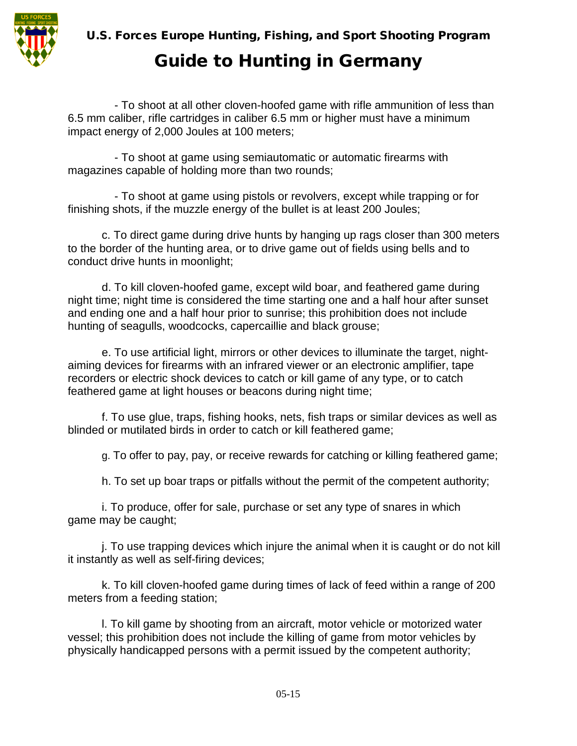- To shoot at all other cloven-hoofed game with rifle ammunition of less than 6.5 mm caliber, rifle cartridges in caliber 6.5 mm or higher must have a minimum impact energy of 2,000 Joules at 100 meters;

- To shoot at game using semiautomatic or automatic firearms with magazines capable of holding more than two rounds;

- To shoot at game using pistols or revolvers, except while trapping or for finishing shots, if the muzzle energy of the bullet is at least 200 Joules;

c. To direct game during drive hunts by hanging up rags closer than 300 meters to the border of the hunting area, or to drive game out of fields using bells and to conduct drive hunts in moonlight;

d. To kill cloven-hoofed game, except wild boar, and feathered game during night time; night time is considered the time starting one and a half hour after sunset and ending one and a half hour prior to sunrise; this prohibition does not include hunting of seagulls, woodcocks, capercaillie and black grouse;

e. To use artificial light, mirrors or other devices to illuminate the target, night-aiming devices for firearms with an infrared viewer or an electronic amplifier, tape recorders or electric shock devices to catch or kill game of any type, or to catch feathered game at light houses or beacons during night time;

f. To use glue, traps, fishing hooks, nets, fish traps or similar devices as well as blinded or mutilated birds in order to catch or kill feathered game;

g. To offer to pay, pay, or receive rewards for catching or killing feathered game;

h. To set up boar traps or pitfalls without the permit of the competent authority;

i. To produce, offer for sale, purchase or set any type of snares in which game may be caught;

j. To use trapping devices which injure the animal when it is caught or do not kill it instantly as well as self-firing devices;

k. To kill cloven-hoofed game during times of lack of feed within a range of 200 meters from a feeding station;

l. To kill game by shooting from an aircraft, motor vehicle or motorized water vessel; this prohibition does not include the killing of game from motor vehicles by physically handicapped persons with a permit issued by the competent authority;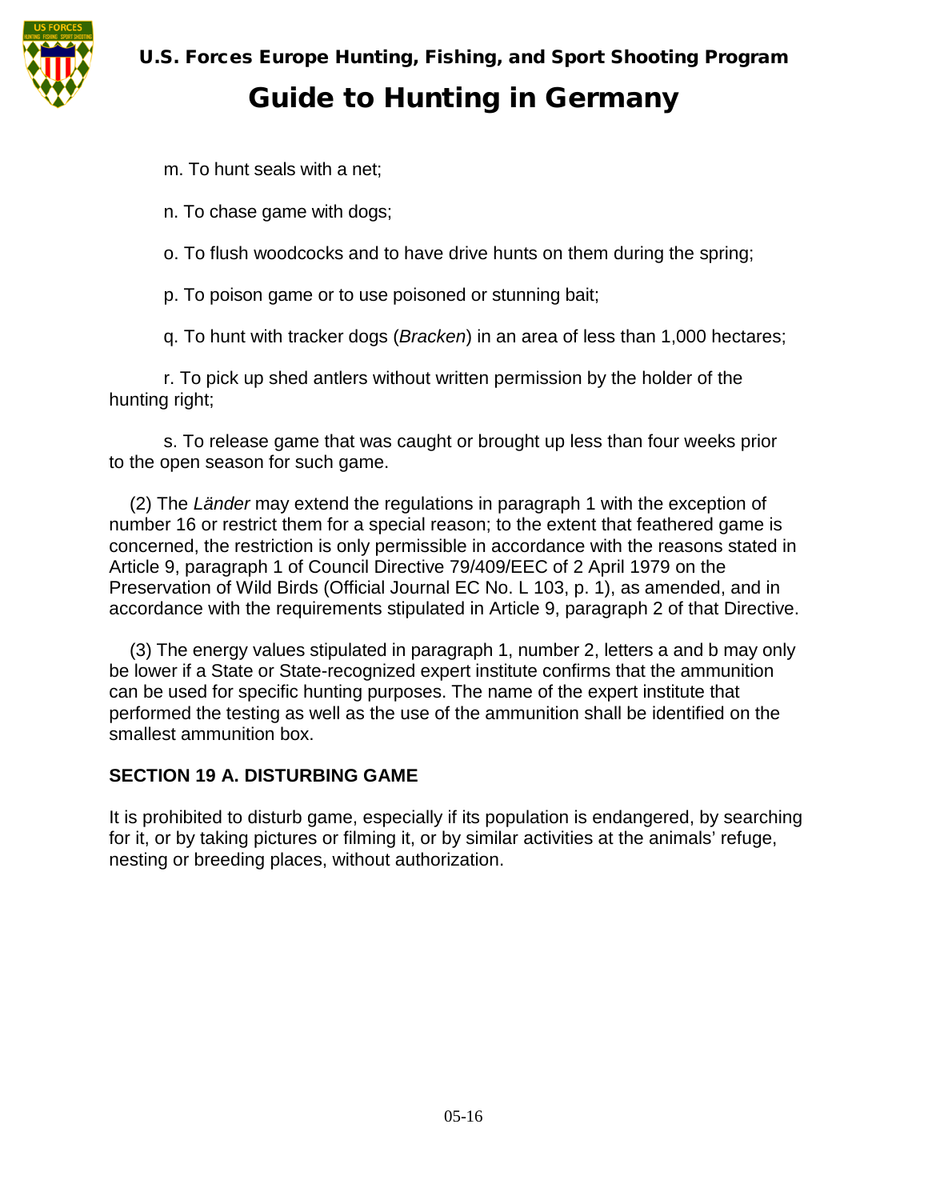m. To hunt seals with a net;

n. To chase game with dogs;

o. To flush woodcocks and to have drive hunts on them during the spring;

p. To poison game or to use poisoned or stunning bait;

q. To hunt with tracker dogs (*Bracken*) in an area of less than 1,000 hectares;

r. To pick up shed antlers without written permission by the holder of the hunting right;

s. To release game that was caught or brought up less than four weeks prior to the open season for such game.

(2) The *Länder* may extend the regulations in paragraph 1 with the exception of number 16 or restrict them for a special reason; to the extent that feathered game is concerned, the restriction is only permissible in accordance with the reasons stated in Article 9, paragraph 1 of Council Directive 79/409/EEC of 2 April 1979 on the Preservation of Wild Birds (Official Journal EC No. L 103, p. 1), as amended, and in accordance with the requirements stipulated in Article 9, paragraph 2 of that Directive.

(3) The energy values stipulated in paragraph 1, number 2, letters a and b may only be lower if a State or State-recognized expert institute confirms that the ammunition can be used for specific hunting purposes. The name of the expert institute that performed the testing as well as the use of the ammunition shall be identified on the smallest ammunition box.

## SECTION 19 A. DISTURBING GAME

It is prohibited to disturb game, especially if its population is endangered, by searching for it, or by taking pictures or filming it, or by similar activities at the animals' refuge, nesting or breeding places, without authorization.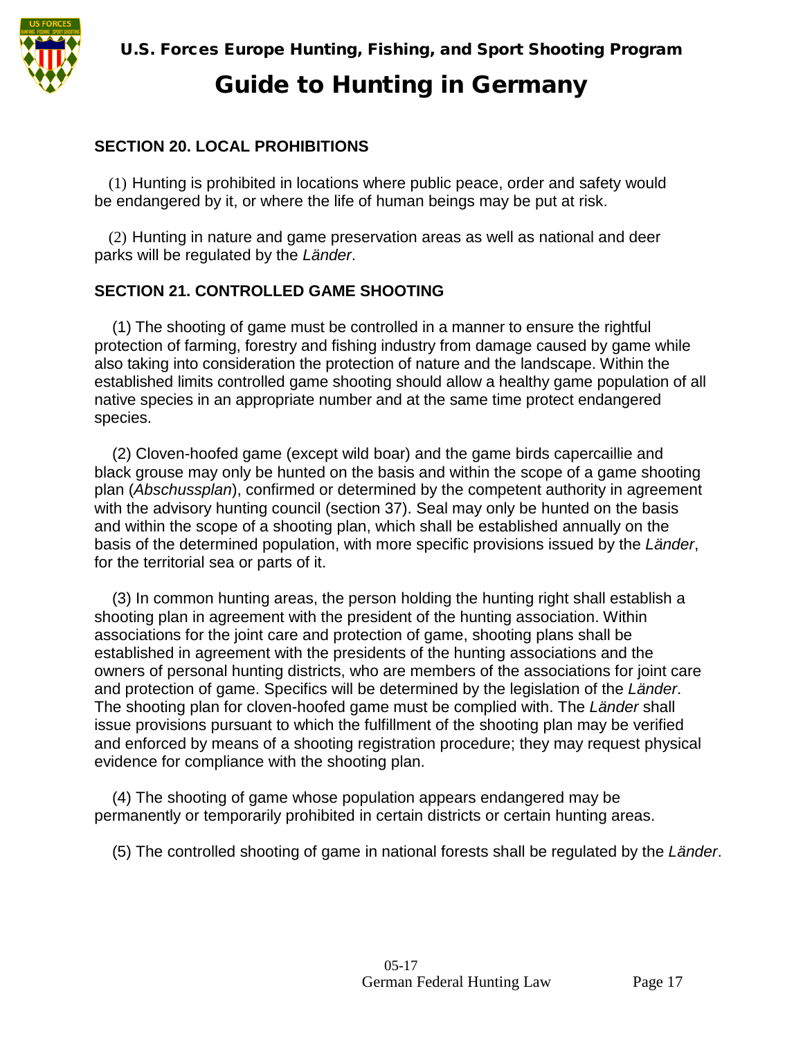## SECTION 20. LOCAL PROHIBITIONS

(1) Hunting is prohibited in locations where public peace, order and safety would be endangered by it, or where the life of human beings may be put at risk.

(2) Hunting in nature and game preservation areas as well as national and deer parks will be regulated by the *Länder*.

## SECTION 21. CONTROLLED GAME SHOOTING

(1) The shooting of game must be controlled in a manner to ensure the rightful protection of farming, forestry and fishing industry from damage caused by game while also taking into consideration the protection of nature and the landscape. Within the established limits controlled game shooting should allow a healthy game population of all native species in an appropriate number and at the same time protect endangered species.

(2) Cloven-hoofed game (except wild boar) and the game birds capercaillie and black grouse may only be hunted on the basis and within the scope of a game shooting plan (*Abschussplan*), confirmed or determined by the competent authority in agreement with the advisory hunting council (section 37). Seal may only be hunted on the basis and within the scope of a shooting plan, which shall be established annually on the basis of the determined population, with more specific provisions issued by the *Länder*, for the territorial sea or parts of it.

(3) In common hunting areas, the person holding the hunting right shall establish a shooting plan in agreement with the president of the hunting association. Within associations for the joint care and protection of game, shooting plans shall be established in agreement with the presidents of the hunting associations and the owners of personal hunting districts, who are members of the associations for joint care and protection of game. Specifics will be determined by the legislation of the *Länder*. The shooting plan for cloven-hoofed game must be complied with. The *Länder* shall issue provisions pursuant to which the fulfillment of the shooting plan may be verified and enforced by means of a shooting registration procedure; they may request physical evidence for compliance with the shooting plan.

(4) The shooting of game whose population appears endangered may be permanently or temporarily prohibited in certain districts or certain hunting areas.

(5) The controlled shooting of game in national forests shall be regulated by the *Länder*.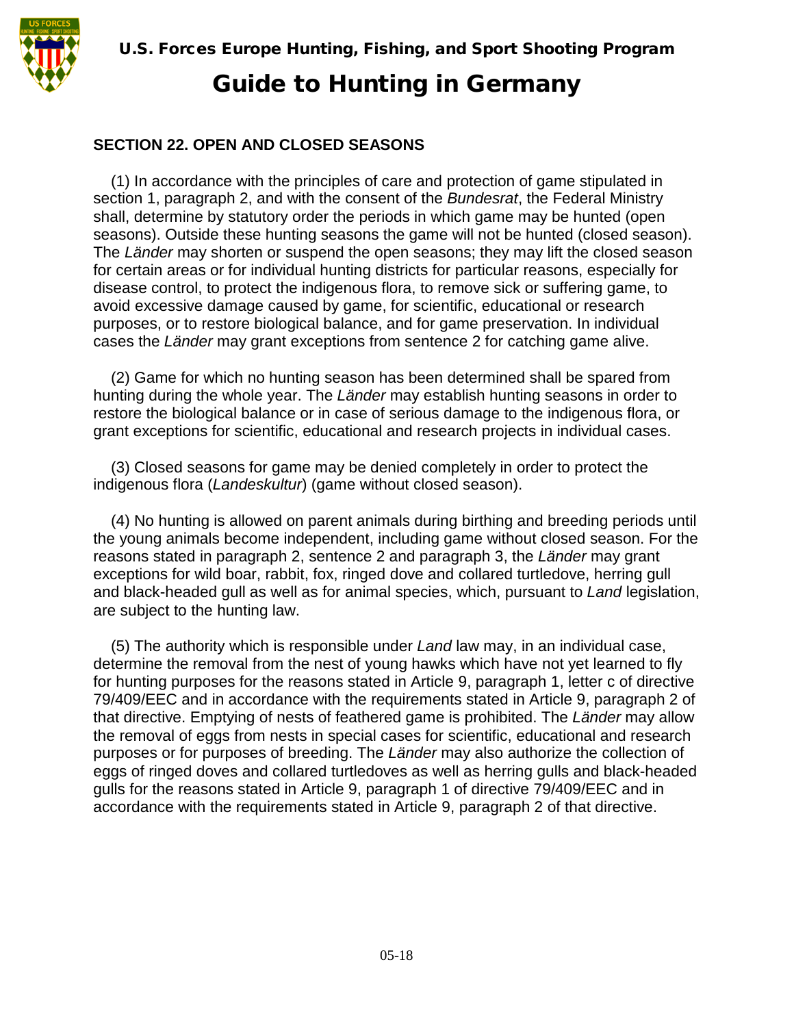## SECTION 22. OPEN AND CLOSED SEASONS

(1) In accordance with the principles of care and protection of game stipulated in section 1, paragraph 2, and with the consent of the *Bundesrat*, the Federal Ministry shall, determine by statutory order the periods in which game may be hunted (open seasons). Outside these hunting seasons the game will not be hunted (closed season). The *Länder* may shorten or suspend the open seasons; they may lift the closed season for certain areas or for individual hunting districts for particular reasons, especially for disease control, to protect the indigenous flora, to remove sick or suffering game, to avoid excessive damage caused by game, for scientific, educational or research purposes, or to restore biological balance, and for game preservation. In individual cases the *Länder* may grant exceptions from sentence 2 for catching game alive.

(2) Game for which no hunting season has been determined shall be spared from hunting during the whole year. The *Länder* may establish hunting seasons in order to restore the biological balance or in case of serious damage to the indigenous flora, or grant exceptions for scientific, educational and research projects in individual cases.

(3) Closed seasons for game may be denied completely in order to protect the indigenous flora (*Landeskultur*) (game without closed season).

(4) No hunting is allowed on parent animals during birthing and breeding periods until the young animals become independent, including game without closed season. For the reasons stated in paragraph 2, sentence 2 and paragraph 3, the *Länder* may grant exceptions for wild boar, rabbit, fox, ringed dove and collared turtledove, herring gull and black-headed gull as well as for animal species, which, pursuant to *Land* legislation, are subject to the hunting law.

(5) The authority which is responsible under *Land* law may, in an individual case, determine the removal from the nest of young hawks which have not yet learned to fly for hunting purposes for the reasons stated in Article 9, paragraph 1, letter c of directive 79/409/EEC and in accordance with the requirements stated in Article 9, paragraph 2 of that directive. Emptying of nests of feathered game is prohibited. The *Länder* may allow the removal of eggs from nests in special cases for scientific, educational and research purposes or for purposes of breeding. The *Länder* may also authorize the collection of eggs of ringed doves and collared turtledoves as well as herring gulls and black-headed gulls for the reasons stated in Article 9, paragraph 1 of directive 79/409/EEC and in accordance with the requirements stated in Article 9, paragraph 2 of that directive.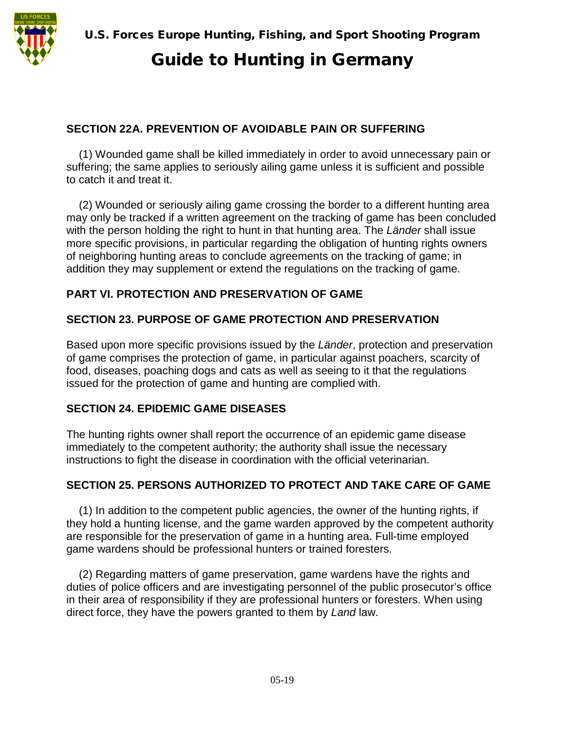## SECTION 22A. PREVENTION OF AVOIDABLE PAIN OR SUFFERING

(1) Wounded game shall be killed immediately in order to avoid unnecessary pain or suffering; the same applies to seriously ailing game unless it is sufficient and possible to catch it and treat it.

(2) Wounded or seriously ailing game crossing the border to a different hunting area may only be tracked if a written agreement on the tracking of game has been concluded with the person holding the right to hunt in that hunting area. The *Länder* shall issue more specific provisions, in particular regarding the obligation of hunting rights owners of neighboring hunting areas to conclude agreements on the tracking of game; in addition they may supplement or extend the regulations on the tracking of game.

## PART VI. PROTECTION AND PRESERVATION OF GAME

## SECTION 23. PURPOSE OF GAME PROTECTION AND PRESERVATION

Based upon more specific provisions issued by the *Länder*, protection and preservation of game comprises the protection of game, in particular against poachers, scarcity of food, diseases, poaching dogs and cats as well as seeing to it that the regulations issued for the protection of game and hunting are complied with.

## SECTION 24. EPIDEMIC GAME DISEASES

The hunting rights owner shall report the occurrence of an epidemic game disease immediately to the competent authority; the authority shall issue the necessary instructions to fight the disease in coordination with the official veterinarian.

## SECTION 25. PERSONS AUTHORIZED TO PROTECT AND TAKE CARE OF GAME

(1) In addition to the competent public agencies, the owner of the hunting rights, if they hold a hunting license, and the game warden approved by the competent authority are responsible for the preservation of game in a hunting area. Full-time employed game wardens should be professional hunters or trained foresters.

(2) Regarding matters of game preservation, game wardens have the rights and duties of police officers and are investigating personnel of the public prosecutor's office in their area of responsibility if they are professional hunters or foresters. When using direct force, they have the powers granted to them by *Land* law.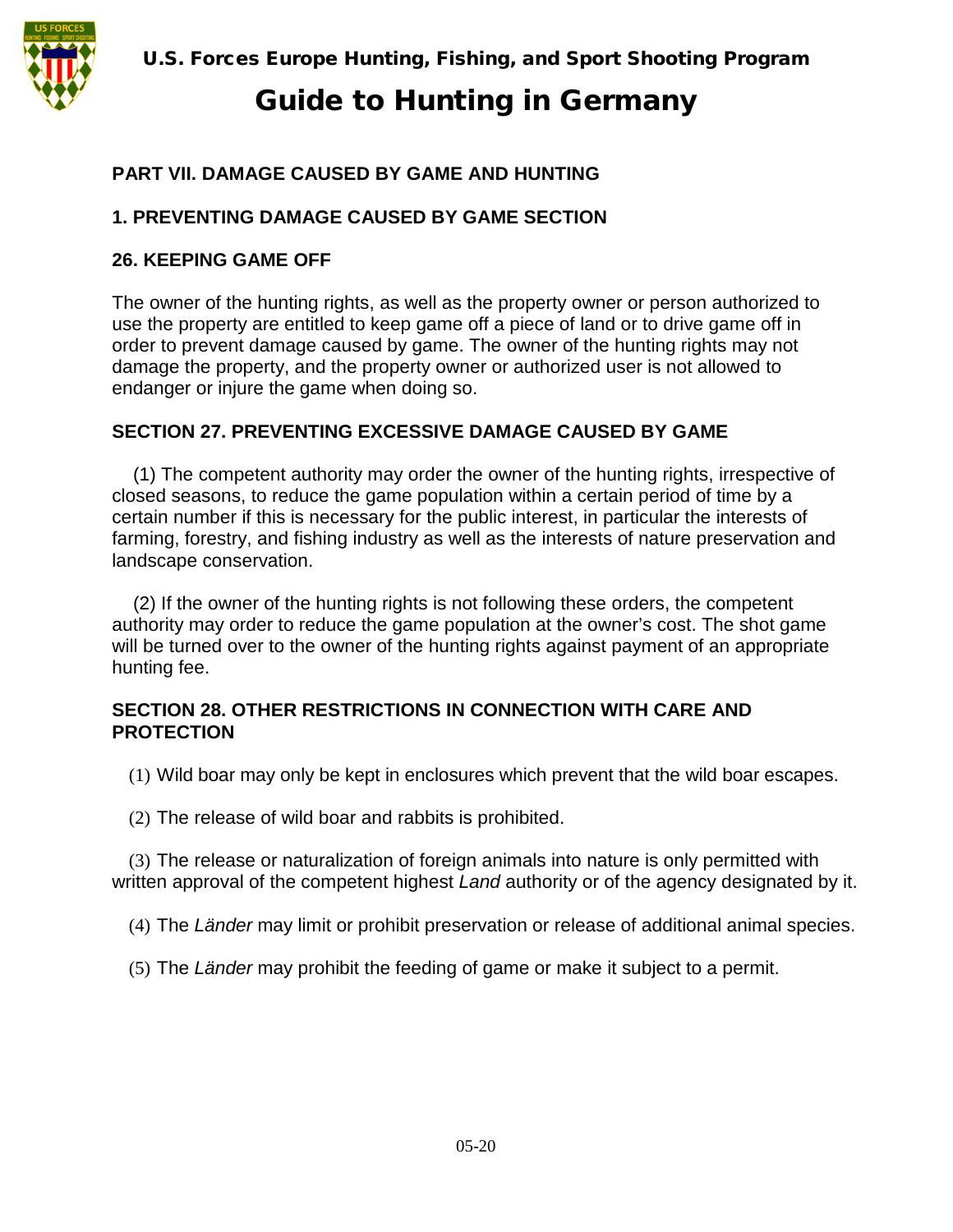## PART VII. DAMAGE CAUSED BY GAME AND HUNTING

### 1. PREVENTING DAMAGE CAUSED BY GAME SECTION

### 26. KEEPING GAME OFF

The owner of the hunting rights, as well as the property owner or person authorized to use the property are entitled to keep game off a piece of land or to drive game off in order to prevent damage caused by game. The owner of the hunting rights may not damage the property, and the property owner or authorized user is not allowed to endanger or injure the game when doing so.

### SECTION 27. PREVENTING EXCESSIVE DAMAGE CAUSED BY GAME

(1) The competent authority may order the owner of the hunting rights, irrespective of closed seasons, to reduce the game population within a certain period of time by a certain number if this is necessary for the public interest, in particular the interests of farming, forestry, and fishing industry as well as the interests of nature preservation and landscape conservation.

(2) If the owner of the hunting rights is not following these orders, the competent authority may order to reduce the game population at the owner's cost. The shot game will be turned over to the owner of the hunting rights against payment of an appropriate hunting fee.

### SECTION 28. OTHER RESTRICTIONS IN CONNECTION WITH CARE AND PROTECTION

(1) Wild boar may only be kept in enclosures which prevent that the wild boar escapes.

(2) The release of wild boar and rabbits is prohibited.

(3) The release or naturalization of foreign animals into nature is only permitted with written approval of the competent highest *Land* authority or of the agency designated by it.

(4) The *Länder* may limit or prohibit preservation or release of additional animal species.

(5) The *Länder* may prohibit the feeding of game or make it subject to a permit.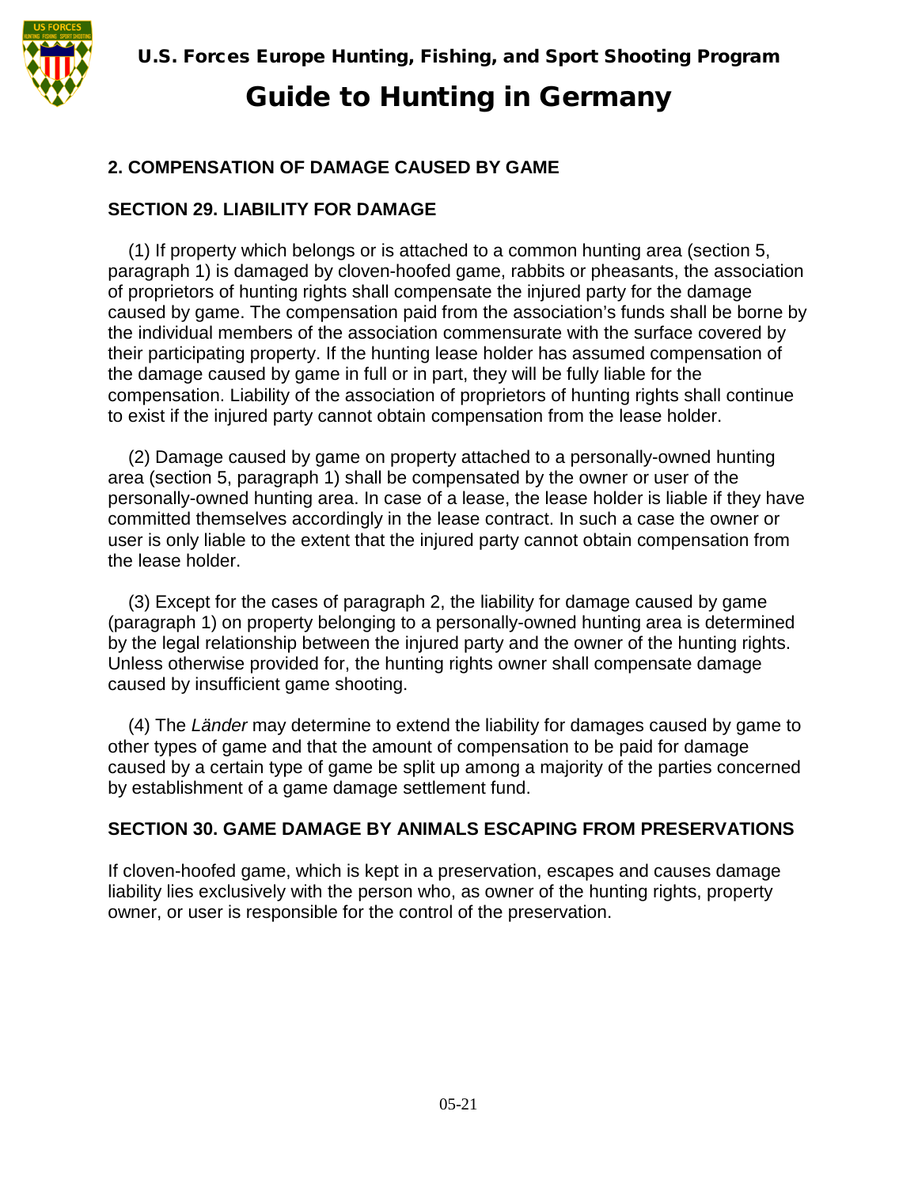## 2. COMPENSATION OF DAMAGE CAUSED BY GAME

### SECTION 29. LIABILITY FOR DAMAGE

(1) If property which belongs or is attached to a common hunting area (section 5, paragraph 1) is damaged by cloven-hoofed game, rabbits or pheasants, the association of proprietors of hunting rights shall compensate the injured party for the damage caused by game. The compensation paid from the association's funds shall be borne by the individual members of the association commensurate with the surface covered by their participating property. If the hunting lease holder has assumed compensation of the damage caused by game in full or in part, they will be fully liable for the compensation. Liability of the association of proprietors of hunting rights shall continue to exist if the injured party cannot obtain compensation from the lease holder.

(2) Damage caused by game on property attached to a personally-owned hunting area (section 5, paragraph 1) shall be compensated by the owner or user of the personally-owned hunting area. In case of a lease, the lease holder is liable if they have committed themselves accordingly in the lease contract. In such a case the owner or user is only liable to the extent that the injured party cannot obtain compensation from the lease holder.

(3) Except for the cases of paragraph 2, the liability for damage caused by game (paragraph 1) on property belonging to a personally-owned hunting area is determined by the legal relationship between the injured party and the owner of the hunting rights. Unless otherwise provided for, the hunting rights owner shall compensate damage caused by insufficient game shooting.

(4) The *Länder* may determine to extend the liability for damages caused by game to other types of game and that the amount of compensation to be paid for damage caused by a certain type of game be split up among a majority of the parties concerned by establishment of a game damage settlement fund.

### SECTION 30. GAME DAMAGE BY ANIMALS ESCAPING FROM PRESERVATIONS

If cloven-hoofed game, which is kept in a preservation, escapes and causes damage liability lies exclusively with the person who, as owner of the hunting rights, property owner, or user is responsible for the control of the preservation.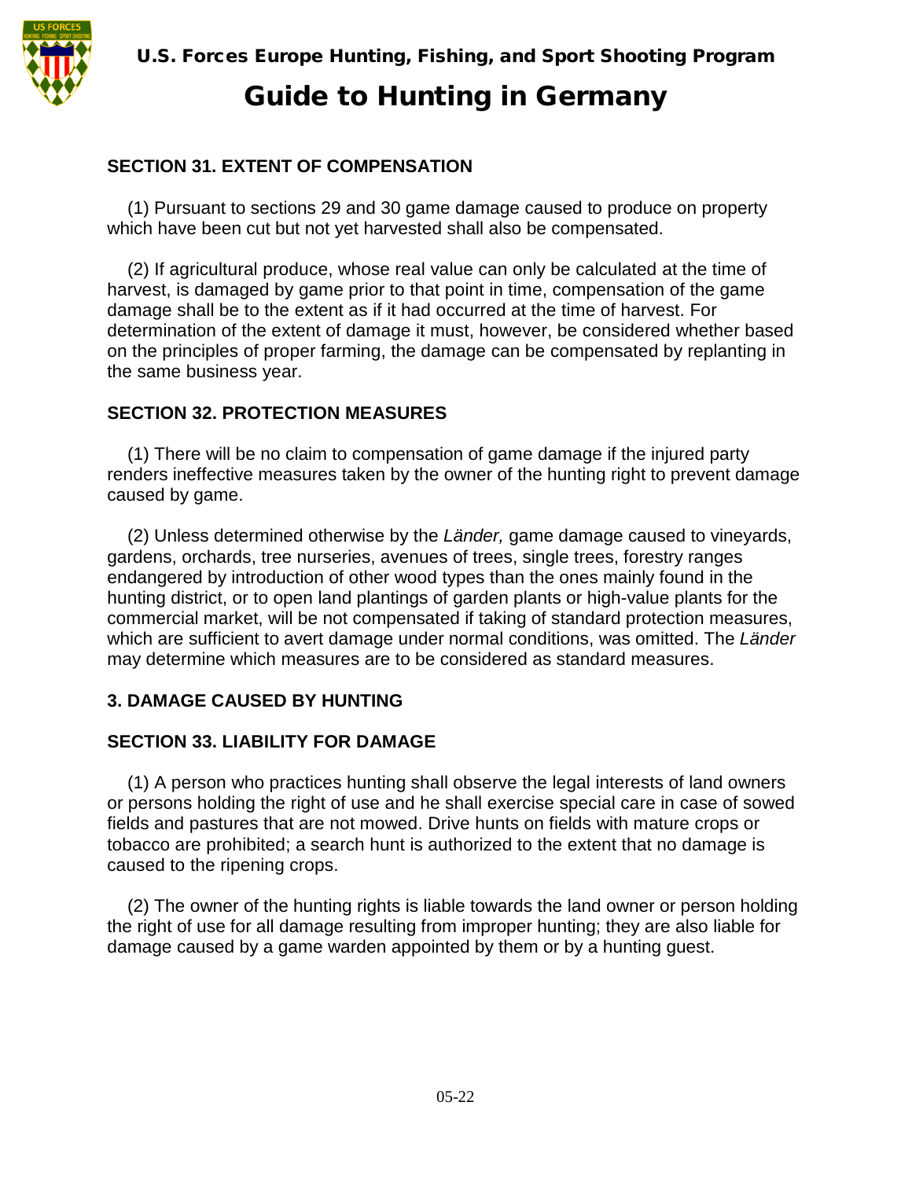## SECTION 31. EXTENT OF COMPENSATION

(1) Pursuant to sections 29 and 30 game damage caused to produce on property which have been cut but not yet harvested shall also be compensated.

(2) If agricultural produce, whose real value can only be calculated at the time of harvest, is damaged by game prior to that point in time, compensation of the game damage shall be to the extent as if it had occurred at the time of harvest. For determination of the extent of damage it must, however, be considered whether based on the principles of proper farming, the damage can be compensated by replanting in the same business year.

## SECTION 32. PROTECTION MEASURES

(1) There will be no claim to compensation of game damage if the injured party renders ineffective measures taken by the owner of the hunting right to prevent damage caused by game.

(2) Unless determined otherwise by the *Länder,* game damage caused to vineyards, gardens, orchards, tree nurseries, avenues of trees, single trees, forestry ranges endangered by introduction of other wood types than the ones mainly found in the hunting district, or to open land plantings of garden plants or high-value plants for the commercial market, will be not compensated if taking of standard protection measures, which are sufficient to avert damage under normal conditions, was omitted. The *Länder* may determine which measures are to be considered as standard measures.

## 3. DAMAGE CAUSED BY HUNTING

## SECTION 33. LIABILITY FOR DAMAGE

(1) A person who practices hunting shall observe the legal interests of land owners or persons holding the right of use and he shall exercise special care in case of sowed fields and pastures that are not mowed. Drive hunts on fields with mature crops or tobacco are prohibited; a search hunt is authorized to the extent that no damage is caused to the ripening crops.

(2) The owner of the hunting rights is liable towards the land owner or person holding the right of use for all damage resulting from improper hunting; they are also liable for damage caused by a game warden appointed by them or by a hunting guest.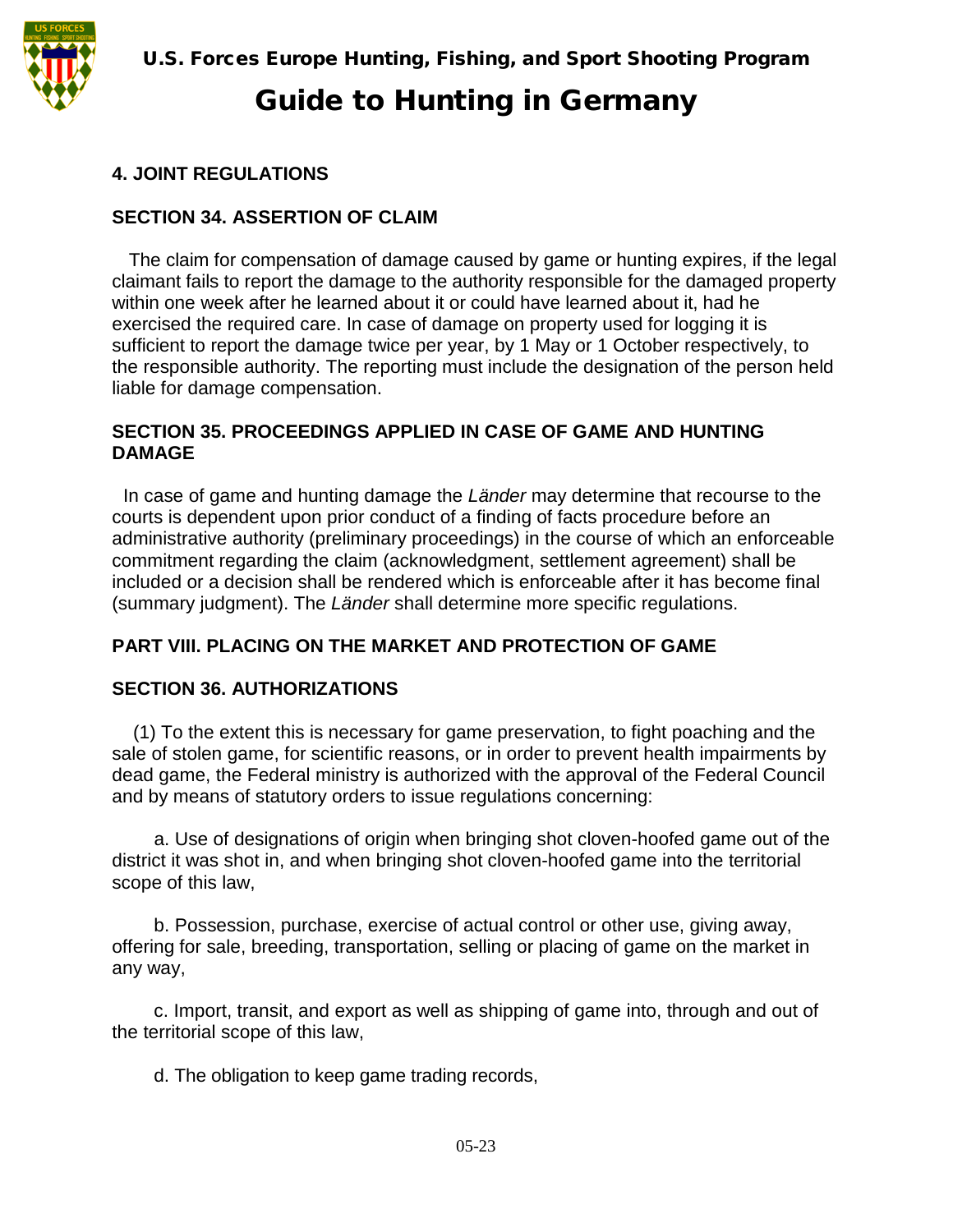### 4. JOINT REGULATIONS

### SECTION 34. ASSERTION OF CLAIM

The claim for compensation of damage caused by game or hunting expires, if the legal claimant fails to report the damage to the authority responsible for the damaged property within one week after he learned about it or could have learned about it, had he exercised the required care. In case of damage on property used for logging it is sufficient to report the damage twice per year, by 1 May or 1 October respectively, to the responsible authority. The reporting must include the designation of the person held liable for damage compensation.

### SECTION 35. PROCEEDINGS APPLIED IN CASE OF GAME AND HUNTING DAMAGE

In case of game and hunting damage the *Länder* may determine that recourse to the courts is dependent upon prior conduct of a finding of facts procedure before an administrative authority (preliminary proceedings) in the course of which an enforceable commitment regarding the claim (acknowledgment, settlement agreement) shall be included or a decision shall be rendered which is enforceable after it has become final (summary judgment). The *Länder* shall determine more specific regulations.

## PART VIII. PLACING ON THE MARKET AND PROTECTION OF GAME

### SECTION 36. AUTHORIZATIONS

(1) To the extent this is necessary for game preservation, to fight poaching and the sale of stolen game, for scientific reasons, or in order to prevent health impairments by dead game, the Federal ministry is authorized with the approval of the Federal Council and by means of statutory orders to issue regulations concerning:

a. Use of designations of origin when bringing shot cloven-hoofed game out of the district it was shot in, and when bringing shot cloven-hoofed game into the territorial scope of this law,

b. Possession, purchase, exercise of actual control or other use, giving away, offering for sale, breeding, transportation, selling or placing of game on the market in any way,

c. Import, transit, and export as well as shipping of game into, through and out of the territorial scope of this law,

d. The obligation to keep game trading records,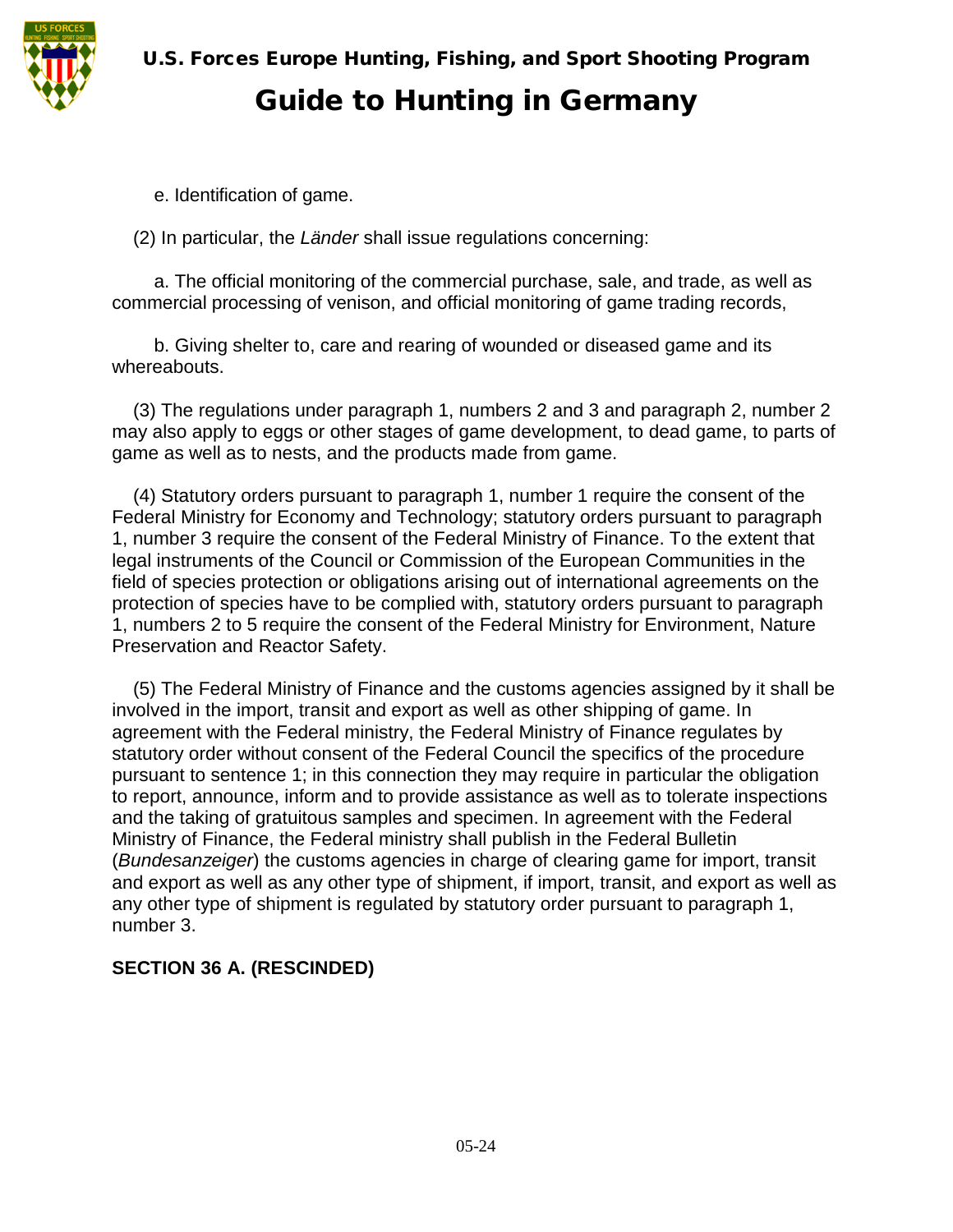e. Identification of game.

(2) In particular, the *Länder* shall issue regulations concerning:

a. The official monitoring of the commercial purchase, sale, and trade, as well as commercial processing of venison, and official monitoring of game trading records,

b. Giving shelter to, care and rearing of wounded or diseased game and its whereabouts.

(3) The regulations under paragraph 1, numbers 2 and 3 and paragraph 2, number 2 may also apply to eggs or other stages of game development, to dead game, to parts of game as well as to nests, and the products made from game.

(4) Statutory orders pursuant to paragraph 1, number 1 require the consent of the Federal Ministry for Economy and Technology; statutory orders pursuant to paragraph 1, number 3 require the consent of the Federal Ministry of Finance. To the extent that legal instruments of the Council or Commission of the European Communities in the field of species protection or obligations arising out of international agreements on the protection of species have to be complied with, statutory orders pursuant to paragraph 1, numbers 2 to 5 require the consent of the Federal Ministry for Environment, Nature Preservation and Reactor Safety.

(5) The Federal Ministry of Finance and the customs agencies assigned by it shall be involved in the import, transit and export as well as other shipping of game. In agreement with the Federal ministry, the Federal Ministry of Finance regulates by statutory order without consent of the Federal Council the specifics of the procedure pursuant to sentence 1; in this connection they may require in particular the obligation to report, announce, inform and to provide assistance as well as to tolerate inspections and the taking of gratuitous samples and specimen. In agreement with the Federal Ministry of Finance, the Federal ministry shall publish in the Federal Bulletin (*Bundesanzeiger*) the customs agencies in charge of clearing game for import, transit and export as well as any other type of shipment, if import, transit, and export as well as any other type of shipment is regulated by statutory order pursuant to paragraph 1, number 3.

**SECTION 36 A. (RESCINDED)**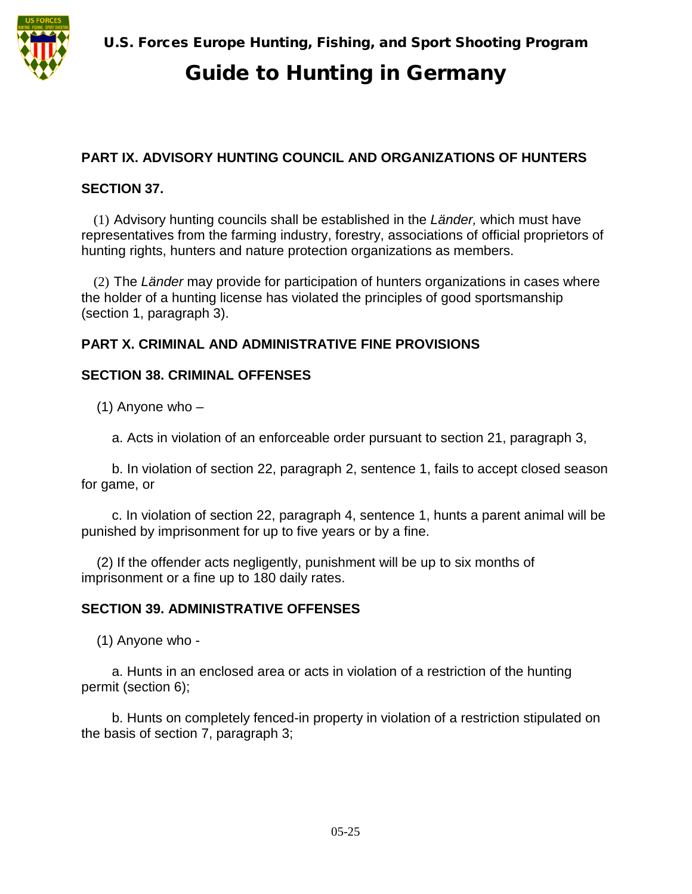**PART IX. ADVISORY HUNTING COUNCIL AND ORGANIZATIONS OF HUNTERS**

**SECTION 37.**

(1) Advisory hunting councils shall be established in the *Länder,* which must have representatives from the farming industry, forestry, associations of official proprietors of hunting rights, hunters and nature protection organizations as members.

(2) The *Länder* may provide for participation of hunters organizations in cases where the holder of a hunting license has violated the principles of good sportsmanship (section 1, paragraph 3).

**PART X. CRIMINAL AND ADMINISTRATIVE FINE PROVISIONS**

**SECTION 38. CRIMINAL OFFENSES**

(1) Anyone who –

a. Acts in violation of an enforceable order pursuant to section 21, paragraph 3,

b. In violation of section 22, paragraph 2, sentence 1, fails to accept closed season for game, or

c. In violation of section 22, paragraph 4, sentence 1, hunts a parent animal will be punished by imprisonment for up to five years or by a fine.

(2) If the offender acts negligently, punishment will be up to six months of imprisonment or a fine up to 180 daily rates.

**SECTION 39. ADMINISTRATIVE OFFENSES**

(1) Anyone who -

a. Hunts in an enclosed area or acts in violation of a restriction of the hunting permit (section 6);

b. Hunts on completely fenced-in property in violation of a restriction stipulated on the basis of section 7, paragraph 3;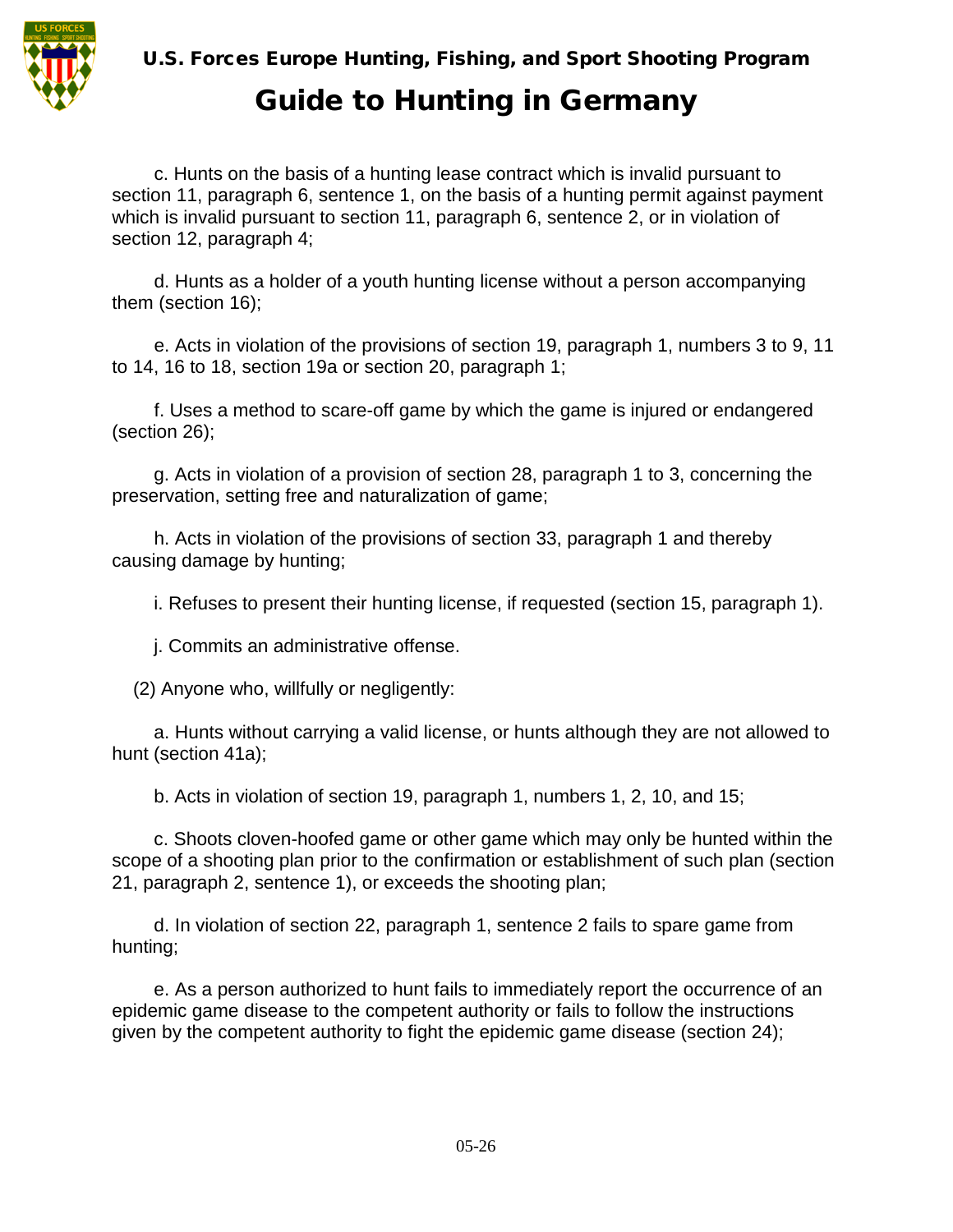c. Hunts on the basis of a hunting lease contract which is invalid pursuant to section 11, paragraph 6, sentence 1, on the basis of a hunting permit against payment which is invalid pursuant to section 11, paragraph 6, sentence 2, or in violation of section 12, paragraph 4;

d. Hunts as a holder of a youth hunting license without a person accompanying them (section 16);

e. Acts in violation of the provisions of section 19, paragraph 1, numbers 3 to 9, 11 to 14, 16 to 18, section 19a or section 20, paragraph 1;

f. Uses a method to scare-off game by which the game is injured or endangered (section 26);

g. Acts in violation of a provision of section 28, paragraph 1 to 3, concerning the preservation, setting free and naturalization of game;

h. Acts in violation of the provisions of section 33, paragraph 1 and thereby causing damage by hunting;

i. Refuses to present their hunting license, if requested (section 15, paragraph 1).

j. Commits an administrative offense.

(2) Anyone who, willfully or negligently:

a. Hunts without carrying a valid license, or hunts although they are not allowed to hunt (section 41a);

b. Acts in violation of section 19, paragraph 1, numbers 1, 2, 10, and 15;

c. Shoots cloven-hoofed game or other game which may only be hunted within the scope of a shooting plan prior to the confirmation or establishment of such plan (section 21, paragraph 2, sentence 1), or exceeds the shooting plan;

d. In violation of section 22, paragraph 1, sentence 2 fails to spare game from hunting;

e. As a person authorized to hunt fails to immediately report the occurrence of an epidemic game disease to the competent authority or fails to follow the instructions given by the competent authority to fight the epidemic game disease (section 24);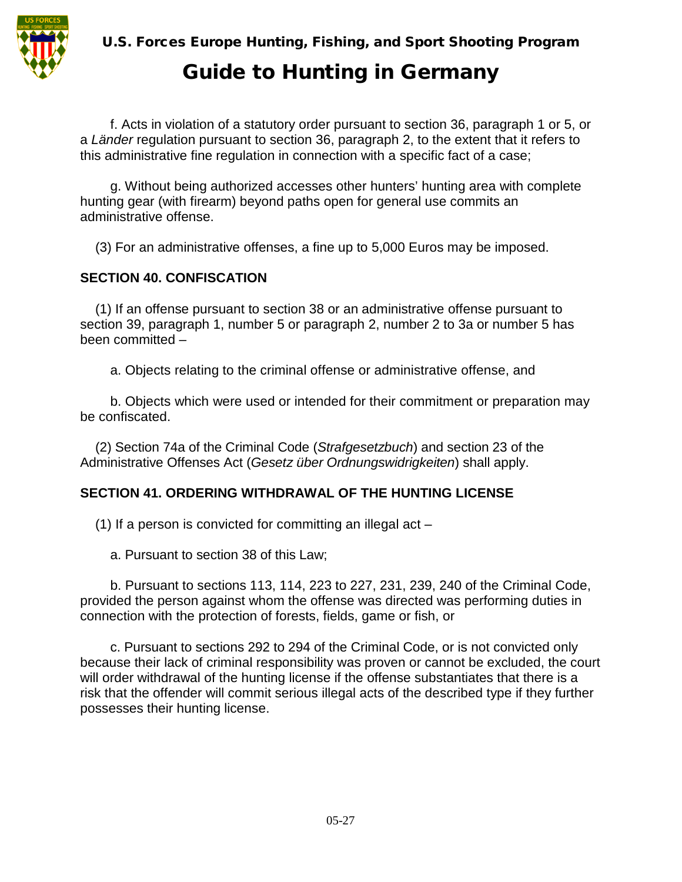f. Acts in violation of a statutory order pursuant to section 36, paragraph 1 or 5, or a *Länder* regulation pursuant to section 36, paragraph 2, to the extent that it refers to this administrative fine regulation in connection with a specific fact of a case;

g. Without being authorized accesses other hunters' hunting area with complete hunting gear (with firearm) beyond paths open for general use commits an administrative offense.

(3) For an administrative offenses, a fine up to 5,000 Euros may be imposed.

**SECTION 40. CONFISCATION**

(1) If an offense pursuant to section 38 or an administrative offense pursuant to section 39, paragraph 1, number 5 or paragraph 2, number 2 to 3a or number 5 has been committed –

a. Objects relating to the criminal offense or administrative offense, and

b. Objects which were used or intended for their commitment or preparation may be confiscated.

(2) Section 74a of the Criminal Code (*Strafgesetzbuch*) and section 23 of the Administrative Offenses Act (*Gesetz über Ordnungswidrigkeiten*) shall apply.

**SECTION 41. ORDERING WITHDRAWAL OF THE HUNTING LICENSE**

(1) If a person is convicted for committing an illegal act –

a. Pursuant to section 38 of this Law;

b. Pursuant to sections 113, 114, 223 to 227, 231, 239, 240 of the Criminal Code, provided the person against whom the offense was directed was performing duties in connection with the protection of forests, fields, game or fish, or

c. Pursuant to sections 292 to 294 of the Criminal Code, or is not convicted only because their lack of criminal responsibility was proven or cannot be excluded, the court will order withdrawal of the hunting license if the offense substantiates that there is a risk that the offender will commit serious illegal acts of the described type if they further possesses their hunting license.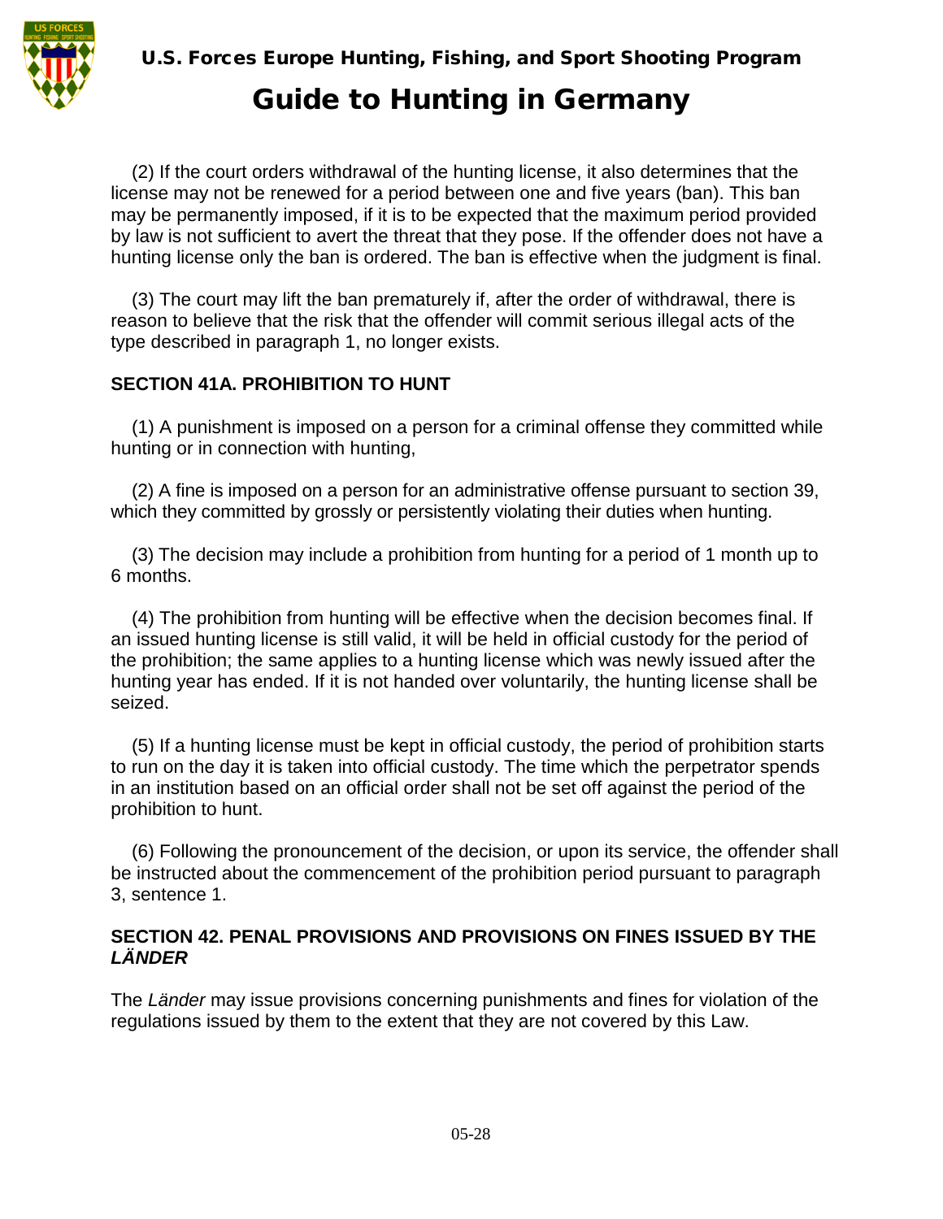(2) If the court orders withdrawal of the hunting license, it also determines that the license may not be renewed for a period between one and five years (ban). This ban may be permanently imposed, if it is to be expected that the maximum period provided by law is not sufficient to avert the threat that they pose. If the offender does not have a hunting license only the ban is ordered. The ban is effective when the judgment is final.

(3) The court may lift the ban prematurely if, after the order of withdrawal, there is reason to believe that the risk that the offender will commit serious illegal acts of the type described in paragraph 1, no longer exists.

**SECTION 41A. PROHIBITION TO HUNT**

(1) A punishment is imposed on a person for a criminal offense they committed while hunting or in connection with hunting,

(2) A fine is imposed on a person for an administrative offense pursuant to section 39, which they committed by grossly or persistently violating their duties when hunting.

(3) The decision may include a prohibition from hunting for a period of 1 month up to 6 months.

(4) The prohibition from hunting will be effective when the decision becomes final. If an issued hunting license is still valid, it will be held in official custody for the period of the prohibition; the same applies to a hunting license which was newly issued after the hunting year has ended. If it is not handed over voluntarily, the hunting license shall be seized.

(5) If a hunting license must be kept in official custody, the period of prohibition starts to run on the day it is taken into official custody. The time which the perpetrator spends in an institution based on an official order shall not be set off against the period of the prohibition to hunt.

(6) Following the pronouncement of the decision, or upon its service, the offender shall be instructed about the commencement of the prohibition period pursuant to paragraph 3, sentence 1.

**SECTION 42. PENAL PROVISIONS AND PROVISIONS ON FINES ISSUED BY THE *LÄNDER***

The *Länder* may issue provisions concerning punishments and fines for violation of the regulations issued by them to the extent that they are not covered by this Law.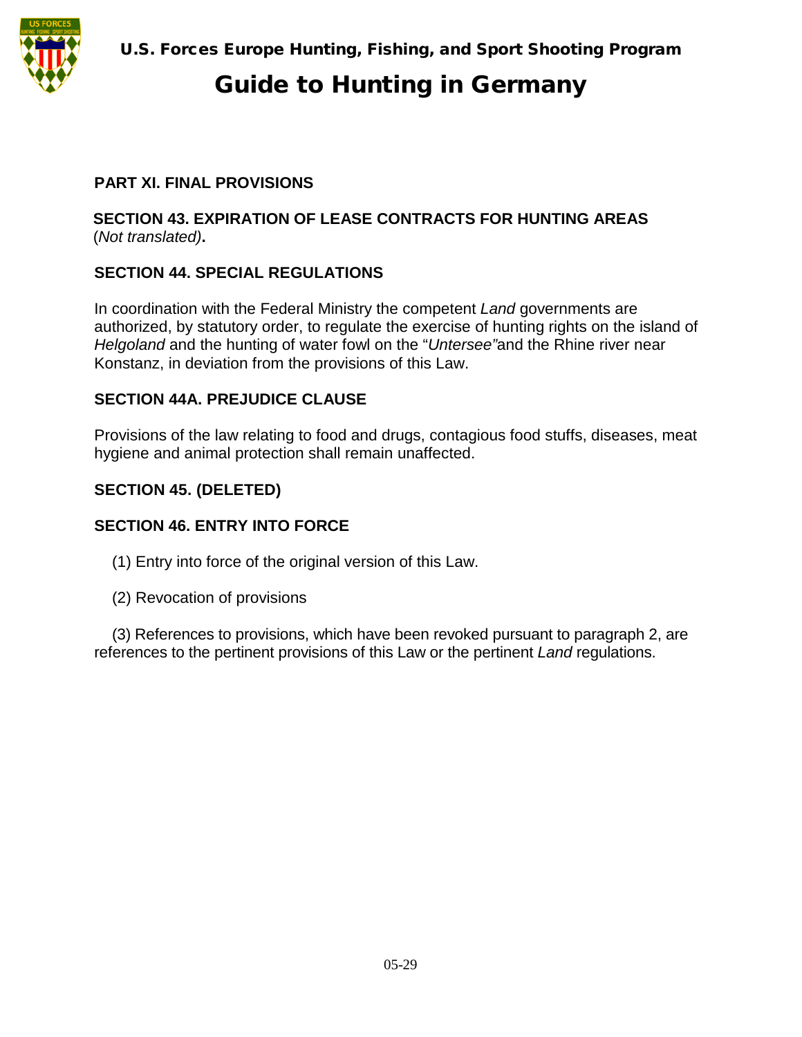## PART XI. FINAL PROVISIONS

### SECTION 43. EXPIRATION OF LEASE CONTRACTS FOR HUNTING AREAS

(*Not translated)*.

### SECTION 44. SPECIAL REGULATIONS

In coordination with the Federal Ministry the competent *Land* governments are authorized, by statutory order, to regulate the exercise of hunting rights on the island of *Helgoland* and the hunting of water fowl on the "*Untersee"* and the Rhine river near Konstanz, in deviation from the provisions of this Law.

### SECTION 44A. PREJUDICE CLAUSE

Provisions of the law relating to food and drugs, contagious food stuffs, diseases, meat hygiene and animal protection shall remain unaffected.

### SECTION 45. (DELETED)

### SECTION 46. ENTRY INTO FORCE

(1) Entry into force of the original version of this Law.

(2) Revocation of provisions

(3) References to provisions, which have been revoked pursuant to paragraph 2, are references to the pertinent provisions of this Law or the pertinent *Land* regulations.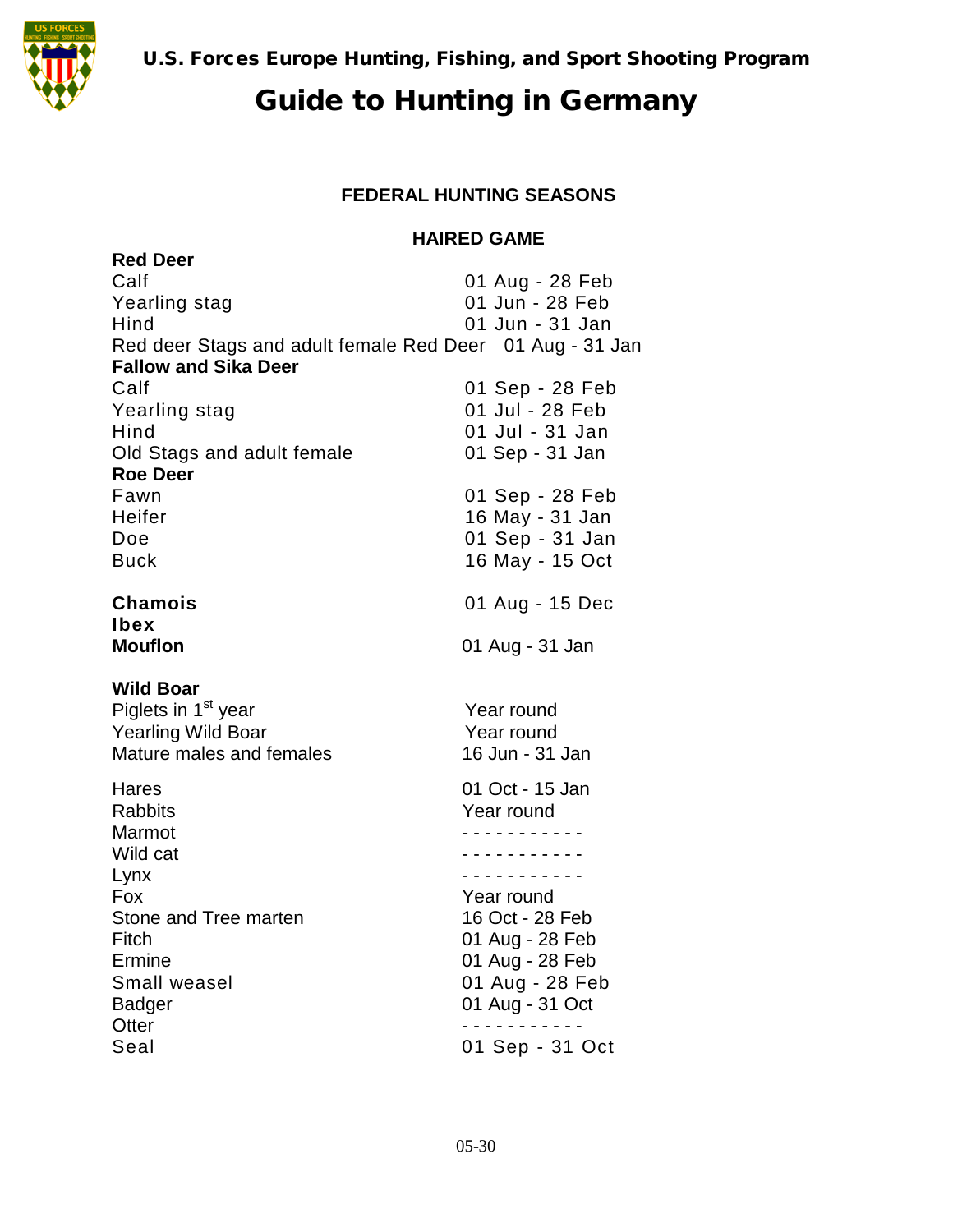**U.S. Forces Europe Hunting, Fishing, and Sport Shooting Program**

# Guide to Hunting in Germany

## FEDERAL HUNTING SEASONS

### HAIRED GAME

| | |
|---|---|
| **Red Deer** | |
| Calf | 01 Aug - 28 Feb |
| Yearling stag | 01 Jun - 28 Feb |
| Hind | 01 Jun - 31 Jan |
| Red deer Stags and adult female Red Deer | 01 Aug - 31 Jan |
| **Fallow and Sika Deer** | |
| Calf | 01 Sep - 28 Feb |
| Yearling stag | 01 Jul - 28 Feb |
| Hind | 01 Jul - 31 Jan |
| Old Stags and adult female | 01 Sep - 31 Jan |
| **Roe Deer** | |
| Fawn | 01 Sep - 28 Feb |
| Heifer | 16 May - 31 Jan |
| Doe | 01 Sep - 31 Jan |
| Buck | 16 May - 15 Oct |
| **Chamois** | 01 Aug - 15 Dec |
| **Ibex** | |
| **Mouflon** | 01 Aug - 31 Jan |
| **Wild Boar** | |
| Piglets in 1st year | Year round |
| Yearling Wild Boar | Year round |
| Mature males and females | 16 Jun - 31 Jan |
| Hares | 01 Oct - 15 Jan |
| Rabbits | Year round |
| Marmot | - - - - - - - - - - - |
| Wild cat | - - - - - - - - - - - |
| Lynx | - - - - - - - - - - - |
| Fox | Year round |
| Stone and Tree marten | 16 Oct - 28 Feb |
| Fitch | 01 Aug - 28 Feb |
| Ermine | 01 Aug - 28 Feb |
| Small weasel | 01 Aug - 28 Feb |
| Badger | 01 Aug - 31 Oct |
| Otter | - - - - - - - - - - - |
| Seal | 01 Sep - 31 Oct |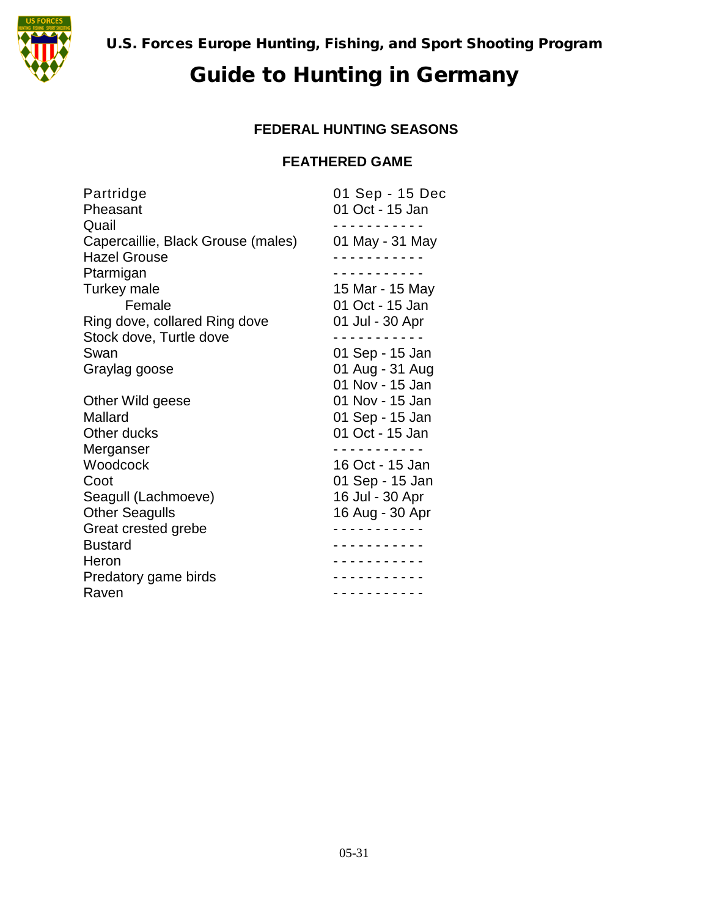U.S. Forces Europe Hunting, Fishing, and Sport Shooting Program

# Guide to Hunting in Germany

## FEDERAL HUNTING SEASONS

### FEATHERED GAME

| | |
|---|---|
| Partridge | 01 Sep - 15 Dec |
| Pheasant | 01 Oct - 15 Jan |
| Quail | - - - - - - - - - - - |
| Capercaillie, Black Grouse (males) | 01 May - 31 May |
| Hazel Grouse | - - - - - - - - - - - |
| Ptarmigan | - - - - - - - - - - - |
| Turkey male | 15 Mar - 15 May |
| Female | 01 Oct - 15 Jan |
| Ring dove, collared Ring dove | 01 Jul - 30 Apr |
| Stock dove, Turtle dove | - - - - - - - - - - - |
| Swan | 01 Sep - 15 Jan |
| Graylag goose | 01 Aug - 31 Aug |
| | 01 Nov - 15 Jan |
| Other Wild geese | 01 Nov - 15 Jan |
| Mallard | 01 Sep - 15 Jan |
| Other ducks | 01 Oct - 15 Jan |
| Merganser | - - - - - - - - - - - |
| Woodcock | 16 Oct - 15 Jan |
| Coot | 01 Sep - 15 Jan |
| Seagull (Lachmoeve) | 16 Jul - 30 Apr |
| Other Seagulls | 16 Aug - 30 Apr |
| Great crested grebe | - - - - - - - - - - - |
| Bustard | - - - - - - - - - - - |
| Heron | - - - - - - - - - - - |
| Predatory game birds | - - - - - - - - - - - |
| Raven | - - - - - - - - - - - |